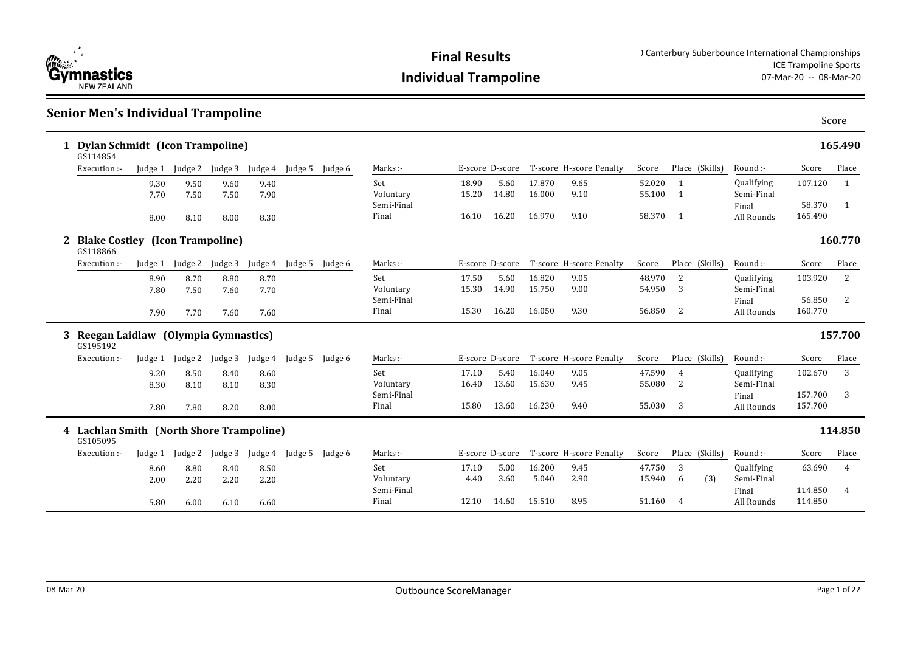# Final Results

## Individual Trampoline

) Canterbury Suberbounce International Championships
ICE Trampoline Sports
07-Mar-20 -- 08-Mar-20

## Senior Men's Individual Trampoline

### 1 Dylan Schmidt (Icon Trampoline) — 165.490

GS114854

| Execution :- | Judge 1 | Judge 2 | Judge 3 | Judge 4 | Judge 5 | Judge 6 | Marks :- | E-score | D-score | T-score | H-score | Penalty | Score | Place | (Skills) | Round :- | Score | Place |
|---|---|---|---|---|---|---|---|---|---|---|---|---|---|---|---|---|---|---|
| | 9.30 | 9.50 | 9.60 | 9.40 | | | Set | 18.90 | 5.60 | 17.870 | 9.65 | | 52.020 | 1 | | Qualifying | 107.120 | 1 |
| | 7.70 | 7.50 | 7.50 | 7.90 | | | Voluntary | 15.20 | 14.80 | 16.000 | 9.10 | | 55.100 | 1 | | Semi-Final | | |
| | | | | | | | Semi-Final | | | | | | | | | Final | 58.370 | 1 |
| | 8.00 | 8.10 | 8.00 | 8.30 | | | Final | 16.10 | 16.20 | 16.970 | 9.10 | | 58.370 | 1 | | All Rounds | 165.490 | |

### 2 Blake Costley (Icon Trampoline) — 160.770

GS118866

| Execution :- | Judge 1 | Judge 2 | Judge 3 | Judge 4 | Judge 5 | Judge 6 | Marks :- | E-score | D-score | T-score | H-score | Penalty | Score | Place | (Skills) | Round :- | Score | Place |
|---|---|---|---|---|---|---|---|---|---|---|---|---|---|---|---|---|---|---|
| | 8.90 | 8.70 | 8.80 | 8.70 | | | Set | 17.50 | 5.60 | 16.820 | 9.05 | | 48.970 | 2 | | Qualifying | 103.920 | 2 |
| | 7.80 | 7.50 | 7.60 | 7.70 | | | Voluntary | 15.30 | 14.90 | 15.750 | 9.00 | | 54.950 | 3 | | Semi-Final | | |
| | | | | | | | Semi-Final | | | | | | | | | Final | 56.850 | 2 |
| | 7.90 | 7.70 | 7.60 | 7.60 | | | Final | 15.30 | 16.20 | 16.050 | 9.30 | | 56.850 | 2 | | All Rounds | 160.770 | |

### 3 Reegan Laidlaw (Olympia Gymnastics) — 157.700

GS195192

| Execution :- | Judge 1 | Judge 2 | Judge 3 | Judge 4 | Judge 5 | Judge 6 | Marks :- | E-score | D-score | T-score | H-score | Penalty | Score | Place | (Skills) | Round :- | Score | Place |
|---|---|---|---|---|---|---|---|---|---|---|---|---|---|---|---|---|---|---|
| | 9.20 | 8.50 | 8.40 | 8.60 | | | Set | 17.10 | 5.40 | 16.040 | 9.05 | | 47.590 | 4 | | Qualifying | 102.670 | 3 |
| | 8.30 | 8.10 | 8.10 | 8.30 | | | Voluntary | 16.40 | 13.60 | 15.630 | 9.45 | | 55.080 | 2 | | Semi-Final | | |
| | | | | | | | Semi-Final | | | | | | | | | Final | 157.700 | 3 |
| | 7.80 | 7.80 | 8.20 | 8.00 | | | Final | 15.80 | 13.60 | 16.230 | 9.40 | | 55.030 | 3 | | All Rounds | 157.700 | |

### 4 Lachlan Smith (North Shore Trampoline) — 114.850

GS105095

| Execution :- | Judge 1 | Judge 2 | Judge 3 | Judge 4 | Judge 5 | Judge 6 | Marks :- | E-score | D-score | T-score | H-score | Penalty | Score | Place | (Skills) | Round :- | Score | Place |
|---|---|---|---|---|---|---|---|---|---|---|---|---|---|---|---|---|---|---|
| | 8.60 | 8.80 | 8.40 | 8.50 | | | Set | 17.10 | 5.00 | 16.200 | 9.45 | | 47.750 | 3 | | Qualifying | 63.690 | 4 |
| | 2.00 | 2.20 | 2.20 | 2.20 | | | Voluntary | 4.40 | 3.60 | 5.040 | 2.90 | | 15.940 | 6 | (3) | Semi-Final | | |
| | | | | | | | Semi-Final | | | | | | | | | Final | 114.850 | 4 |
| | 5.80 | 6.00 | 6.10 | 6.60 | | | Final | 12.10 | 14.60 | 15.510 | 8.95 | | 51.160 | 4 | | All Rounds | 114.850 | |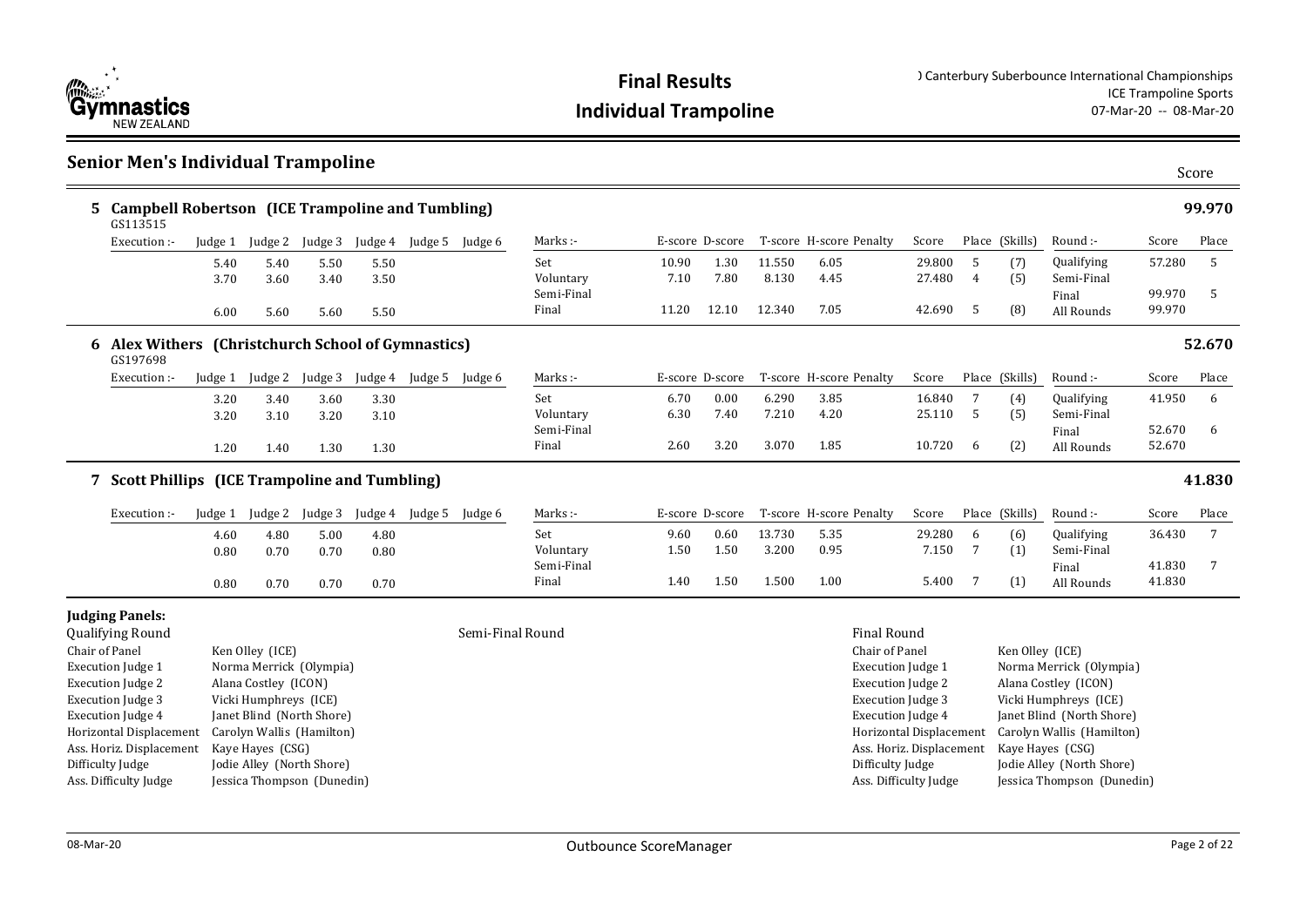# Final Results

## Individual Trampoline

) Canterbury Suberbounce International Championships
ICE Trampoline Sports
07-Mar-20 -- 08-Mar-20

## Senior Men's Individual Trampoline

### 5 Campbell Robertson (ICE Trampoline and Tumbling) — 99.970

GS113515

| Execution :- | Judge 1 | Judge 2 | Judge 3 | Judge 4 | Judge 5 | Judge 6 | Marks :- | E-score | D-score | T-score | H-score | Penalty | Score | Place | (Skills) | Round :- | Score | Place |
|---|---|---|---|---|---|---|---|---|---|---|---|---|---|---|---|---|---|---|
| | 5.40 | 5.40 | 5.50 | 5.50 | | | Set | 10.90 | 1.30 | 11.550 | 6.05 | | 29.800 | 5 | (7) | Qualifying | 57.280 | 5 |
| | 3.70 | 3.60 | 3.40 | 3.50 | | | Voluntary | 7.10 | 7.80 | 8.130 | 4.45 | | 27.480 | 4 | (5) | Semi-Final | | |
| | | | | | | | Semi-Final | | | | | | | | | Final | 99.970 | 5 |
| | 6.00 | 5.60 | 5.60 | 5.50 | | | Final | 11.20 | 12.10 | 12.340 | 7.05 | | 42.690 | 5 | (8) | All Rounds | 99.970 | |

### 6 Alex Withers (Christchurch School of Gymnastics) — 52.670

GS197698

| Execution :- | Judge 1 | Judge 2 | Judge 3 | Judge 4 | Judge 5 | Judge 6 | Marks :- | E-score | D-score | T-score | H-score | Penalty | Score | Place | (Skills) | Round :- | Score | Place |
|---|---|---|---|---|---|---|---|---|---|---|---|---|---|---|---|---|---|---|
| | 3.20 | 3.40 | 3.60 | 3.30 | | | Set | 6.70 | 0.00 | 6.290 | 3.85 | | 16.840 | 7 | (4) | Qualifying | 41.950 | 6 |
| | 3.20 | 3.10 | 3.20 | 3.10 | | | Voluntary | 6.30 | 7.40 | 7.210 | 4.20 | | 25.110 | 5 | (5) | Semi-Final | | |
| | | | | | | | Semi-Final | | | | | | | | | Final | 52.670 | 6 |
| | 1.20 | 1.40 | 1.30 | 1.30 | | | Final | 2.60 | 3.20 | 3.070 | 1.85 | | 10.720 | 6 | (2) | All Rounds | 52.670 | |

### 7 Scott Phillips (ICE Trampoline and Tumbling) — 41.830

| Execution :- | Judge 1 | Judge 2 | Judge 3 | Judge 4 | Judge 5 | Judge 6 | Marks :- | E-score | D-score | T-score | H-score | Penalty | Score | Place | (Skills) | Round :- | Score | Place |
|---|---|---|---|---|---|---|---|---|---|---|---|---|---|---|---|---|---|---|
| | 4.60 | 4.80 | 5.00 | 4.80 | | | Set | 9.60 | 0.60 | 13.730 | 5.35 | | 29.280 | 6 | (6) | Qualifying | 36.430 | 7 |
| | 0.80 | 0.70 | 0.70 | 0.80 | | | Voluntary | 1.50 | 1.50 | 3.200 | 0.95 | | 7.150 | 7 | (1) | Semi-Final | | |
| | | | | | | | Semi-Final | | | | | | | | | Final | 41.830 | 7 |
| | 0.80 | 0.70 | 0.70 | 0.70 | | | Final | 1.40 | 1.50 | 1.500 | 1.00 | | 5.400 | 7 | (1) | All Rounds | 41.830 | |

### Judging Panels:

**Qualifying Round**

| Role | Name |
|---|---|
| Chair of Panel | Ken Olley (ICE) |
| Execution Judge 1 | Norma Merrick (Olympia) |
| Execution Judge 2 | Alana Costley (ICON) |
| Execution Judge 3 | Vicki Humphreys (ICE) |
| Execution Judge 4 | Janet Blind (North Shore) |
| Horizontal Displacement | Carolyn Wallis (Hamilton) |
| Ass. Horiz. Displacement | Kaye Hayes (CSG) |
| Difficulty Judge | Jodie Alley (North Shore) |
| Ass. Difficulty Judge | Jessica Thompson (Dunedin) |

**Semi-Final Round**

**Final Round**

| Role | Name |
|---|---|
| Chair of Panel | Ken Olley (ICE) |
| Execution Judge 1 | Norma Merrick (Olympia) |
| Execution Judge 2 | Alana Costley (ICON) |
| Execution Judge 3 | Vicki Humphreys (ICE) |
| Execution Judge 4 | Janet Blind (North Shore) |
| Horizontal Displacement | Carolyn Wallis (Hamilton) |
| Ass. Horiz. Displacement | Kaye Hayes (CSG) |
| Difficulty Judge | Jodie Alley (North Shore) |
| Ass. Difficulty Judge | Jessica Thompson (Dunedin) |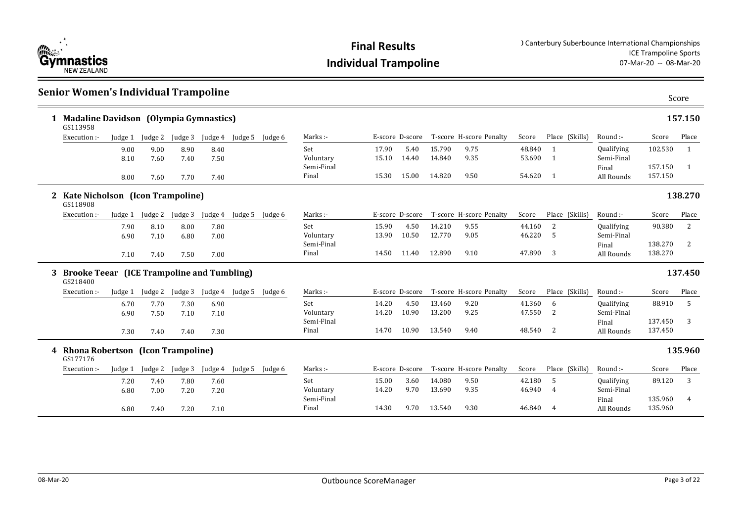# Final Results

## Individual Trampoline

) Canterbury Suberbounce International Championships
ICE Trampoline Sports
07-Mar-20 -- 08-Mar-20

## Senior Women's Individual Trampoline

### 1 Madaline Davidson (Olympia Gymnastics) — 157.150

GS113958

| Execution :- | Judge 1 | Judge 2 | Judge 3 | Judge 4 | Judge 5 | Judge 6 | Marks :- | E-score | D-score | T-score | H-score | Penalty | Score | Place | (Skills) | Round :- | Score | Place |
|---|---|---|---|---|---|---|---|---|---|---|---|---|---|---|---|---|---|---|
| | 9.00 | 9.00 | 8.90 | 8.40 | | | Set | 17.90 | 5.40 | 15.790 | 9.75 | | 48.840 | 1 | | Qualifying | 102.530 | 1 |
| | 8.10 | 7.60 | 7.40 | 7.50 | | | Voluntary | 15.10 | 14.40 | 14.840 | 9.35 | | 53.690 | 1 | | Semi-Final | | |
| | | | | | | | Semi-Final | | | | | | | | | Final | 157.150 | 1 |
| | 8.00 | 7.60 | 7.70 | 7.40 | | | Final | 15.30 | 15.00 | 14.820 | 9.50 | | 54.620 | 1 | | All Rounds | 157.150 | |

### 2 Kate Nicholson (Icon Trampoline) — 138.270

GS118908

| Execution :- | Judge 1 | Judge 2 | Judge 3 | Judge 4 | Judge 5 | Judge 6 | Marks :- | E-score | D-score | T-score | H-score | Penalty | Score | Place | (Skills) | Round :- | Score | Place |
|---|---|---|---|---|---|---|---|---|---|---|---|---|---|---|---|---|---|---|
| | 7.90 | 8.10 | 8.00 | 7.80 | | | Set | 15.90 | 4.50 | 14.210 | 9.55 | | 44.160 | 2 | | Qualifying | 90.380 | 2 |
| | 6.90 | 7.10 | 6.80 | 7.00 | | | Voluntary | 13.90 | 10.50 | 12.770 | 9.05 | | 46.220 | 5 | | Semi-Final | | |
| | | | | | | | Semi-Final | | | | | | | | | Final | 138.270 | 2 |
| | 7.10 | 7.40 | 7.50 | 7.00 | | | Final | 14.50 | 11.40 | 12.890 | 9.10 | | 47.890 | 3 | | All Rounds | 138.270 | |

### 3 Brooke Teear (ICE Trampoline and Tumbling) — 137.450

GS218400

| Execution :- | Judge 1 | Judge 2 | Judge 3 | Judge 4 | Judge 5 | Judge 6 | Marks :- | E-score | D-score | T-score | H-score | Penalty | Score | Place | (Skills) | Round :- | Score | Place |
|---|---|---|---|---|---|---|---|---|---|---|---|---|---|---|---|---|---|---|
| | 6.70 | 7.70 | 7.30 | 6.90 | | | Set | 14.20 | 4.50 | 13.460 | 9.20 | | 41.360 | 6 | | Qualifying | 88.910 | 5 |
| | 6.90 | 7.50 | 7.10 | 7.10 | | | Voluntary | 14.20 | 10.90 | 13.200 | 9.25 | | 47.550 | 2 | | Semi-Final | | |
| | | | | | | | Semi-Final | | | | | | | | | Final | 137.450 | 3 |
| | 7.30 | 7.40 | 7.40 | 7.30 | | | Final | 14.70 | 10.90 | 13.540 | 9.40 | | 48.540 | 2 | | All Rounds | 137.450 | |

### 4 Rhona Robertson (Icon Trampoline) — 135.960

GS177176

| Execution :- | Judge 1 | Judge 2 | Judge 3 | Judge 4 | Judge 5 | Judge 6 | Marks :- | E-score | D-score | T-score | H-score | Penalty | Score | Place | (Skills) | Round :- | Score | Place |
|---|---|---|---|---|---|---|---|---|---|---|---|---|---|---|---|---|---|---|
| | 7.20 | 7.40 | 7.80 | 7.60 | | | Set | 15.00 | 3.60 | 14.080 | 9.50 | | 42.180 | 5 | | Qualifying | 89.120 | 3 |
| | 6.80 | 7.00 | 7.20 | 7.20 | | | Voluntary | 14.20 | 9.70 | 13.690 | 9.35 | | 46.940 | 4 | | Semi-Final | | |
| | | | | | | | Semi-Final | | | | | | | | | Final | 135.960 | 4 |
| | 6.80 | 7.40 | 7.20 | 7.10 | | | Final | 14.30 | 9.70 | 13.540 | 9.30 | | 46.840 | 4 | | All Rounds | 135.960 | |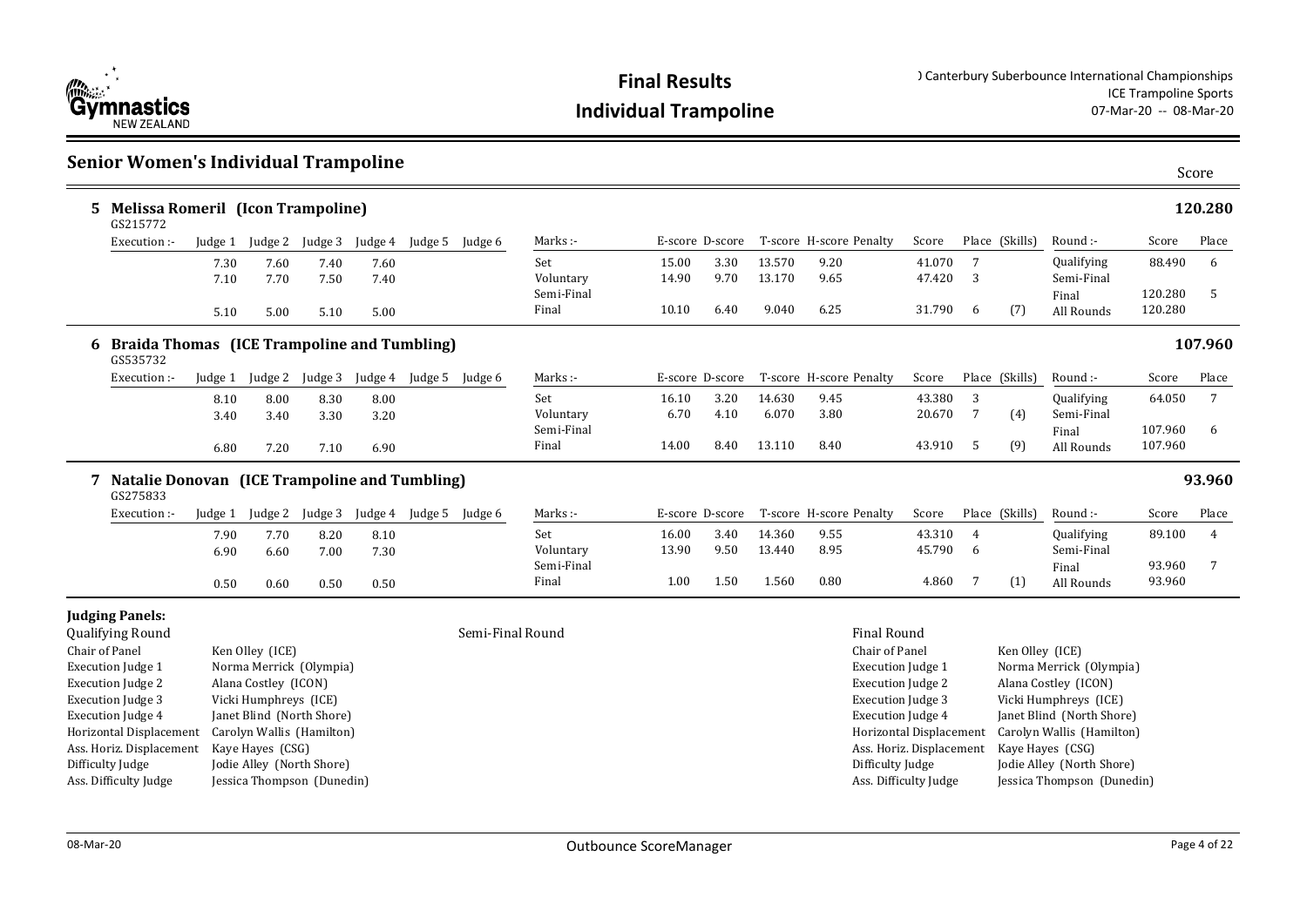# Final Results

## Individual Trampoline

) Canterbury Suberbounce International Championships
ICE Trampoline Sports
07-Mar-20 -- 08-Mar-20

## Senior Women's Individual Trampoline

Score

### 5 Melissa Romeril (Icon Trampoline) — 120.280

GS215772

| Execution :- | Judge 1 | Judge 2 | Judge 3 | Judge 4 | Judge 5 | Judge 6 | Marks :- | E-score | D-score | T-score | H-score | Penalty | Score | Place | (Skills) | Round :- | Score | Place |
|---|---|---|---|---|---|---|---|---|---|---|---|---|---|---|---|---|---|---|
| | 7.30 | 7.60 | 7.40 | 7.60 | | | Set | 15.00 | 3.30 | 13.570 | 9.20 | | 41.070 | 7 | | Qualifying | 88.490 | 6 |
| | 7.10 | 7.70 | 7.50 | 7.40 | | | Voluntary | 14.90 | 9.70 | 13.170 | 9.65 | | 47.420 | 3 | | Semi-Final | | |
| | | | | | | | Semi-Final | | | | | | | | | Final | 120.280 | 5 |
| | 5.10 | 5.00 | 5.10 | 5.00 | | | Final | 10.10 | 6.40 | 9.040 | 6.25 | | 31.790 | 6 | (7) | All Rounds | 120.280 | |

### 6 Braida Thomas (ICE Trampoline and Tumbling) — 107.960

GS535732

| Execution :- | Judge 1 | Judge 2 | Judge 3 | Judge 4 | Judge 5 | Judge 6 | Marks :- | E-score | D-score | T-score | H-score | Penalty | Score | Place | (Skills) | Round :- | Score | Place |
|---|---|---|---|---|---|---|---|---|---|---|---|---|---|---|---|---|---|---|
| | 8.10 | 8.00 | 8.30 | 8.00 | | | Set | 16.10 | 3.20 | 14.630 | 9.45 | | 43.380 | 3 | | Qualifying | 64.050 | 7 |
| | 3.40 | 3.40 | 3.30 | 3.20 | | | Voluntary | 6.70 | 4.10 | 6.070 | 3.80 | | 20.670 | 7 | (4) | Semi-Final | | |
| | | | | | | | Semi-Final | | | | | | | | | Final | 107.960 | 6 |
| | 6.80 | 7.20 | 7.10 | 6.90 | | | Final | 14.00 | 8.40 | 13.110 | 8.40 | | 43.910 | 5 | (9) | All Rounds | 107.960 | |

### 7 Natalie Donovan (ICE Trampoline and Tumbling) — 93.960

GS275833

| Execution :- | Judge 1 | Judge 2 | Judge 3 | Judge 4 | Judge 5 | Judge 6 | Marks :- | E-score | D-score | T-score | H-score | Penalty | Score | Place | (Skills) | Round :- | Score | Place |
|---|---|---|---|---|---|---|---|---|---|---|---|---|---|---|---|---|---|---|
| | 7.90 | 7.70 | 8.20 | 8.10 | | | Set | 16.00 | 3.40 | 14.360 | 9.55 | | 43.310 | 4 | | Qualifying | 89.100 | 4 |
| | 6.90 | 6.60 | 7.00 | 7.30 | | | Voluntary | 13.90 | 9.50 | 13.440 | 8.95 | | 45.790 | 6 | | Semi-Final | | |
| | | | | | | | Semi-Final | | | | | | | | | Final | 93.960 | 7 |
| | 0.50 | 0.60 | 0.50 | 0.50 | | | Final | 1.00 | 1.50 | 1.560 | 0.80 | | 4.860 | 7 | (1) | All Rounds | 93.960 | |

**Judging Panels:**

**Qualifying Round**

| Role | Judge |
|---|---|
| Chair of Panel | Ken Olley (ICE) |
| Execution Judge 1 | Norma Merrick (Olympia) |
| Execution Judge 2 | Alana Costley (ICON) |
| Execution Judge 3 | Vicki Humphreys (ICE) |
| Execution Judge 4 | Janet Blind (North Shore) |
| Horizontal Displacement | Carolyn Wallis (Hamilton) |
| Ass. Horiz. Displacement | Kaye Hayes (CSG) |
| Difficulty Judge | Jodie Alley (North Shore) |
| Ass. Difficulty Judge | Jessica Thompson (Dunedin) |

**Semi-Final Round**

**Final Round**

| Role | Judge |
|---|---|
| Chair of Panel | Ken Olley (ICE) |
| Execution Judge 1 | Norma Merrick (Olympia) |
| Execution Judge 2 | Alana Costley (ICON) |
| Execution Judge 3 | Vicki Humphreys (ICE) |
| Execution Judge 4 | Janet Blind (North Shore) |
| Horizontal Displacement | Carolyn Wallis (Hamilton) |
| Ass. Horiz. Displacement | Kaye Hayes (CSG) |
| Difficulty Judge | Jodie Alley (North Shore) |
| Ass. Difficulty Judge | Jessica Thompson (Dunedin) |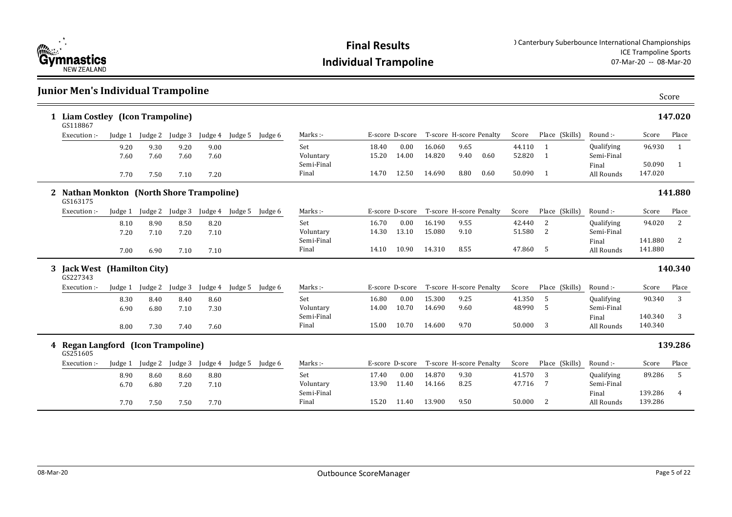# Final Results
## Individual Trampoline

) Canterbury Suberbounce International Championships
ICE Trampoline Sports
07-Mar-20 -- 08-Mar-20

## Junior Men's Individual Trampoline

Score

### 1 Liam Costley (Icon Trampoline) — 147.020

GS118867

| Execution :- | Judge 1 | Judge 2 | Judge 3 | Judge 4 | Judge 5 | Judge 6 | Marks :- | E-score | D-score | T-score | H-score | Penalty | Score | Place (Skills) | Round :- | Score | Place |
|---|---|---|---|---|---|---|---|---|---|---|---|---|---|---|---|---|---|
| | 9.20 | 9.30 | 9.20 | 9.00 | | | Set | 18.40 | 0.00 | 16.060 | 9.65 | | 44.110 | 1 | Qualifying | 96.930 | 1 |
| | 7.60 | 7.60 | 7.60 | 7.60 | | | Voluntary | 15.20 | 14.00 | 14.820 | 9.40 | 0.60 | 52.820 | 1 | Semi-Final | | |
| | | | | | | | Semi-Final | | | | | | | | Final | 50.090 | 1 |
| | 7.70 | 7.50 | 7.10 | 7.20 | | | Final | 14.70 | 12.50 | 14.690 | 8.80 | 0.60 | 50.090 | 1 | All Rounds | 147.020 | |

### 2 Nathan Monkton (North Shore Trampoline) — 141.880

GS163175

| Execution :- | Judge 1 | Judge 2 | Judge 3 | Judge 4 | Judge 5 | Judge 6 | Marks :- | E-score | D-score | T-score | H-score | Penalty | Score | Place (Skills) | Round :- | Score | Place |
|---|---|---|---|---|---|---|---|---|---|---|---|---|---|---|---|---|---|
| | 8.10 | 8.90 | 8.50 | 8.20 | | | Set | 16.70 | 0.00 | 16.190 | 9.55 | | 42.440 | 2 | Qualifying | 94.020 | 2 |
| | 7.20 | 7.10 | 7.20 | 7.10 | | | Voluntary | 14.30 | 13.10 | 15.080 | 9.10 | | 51.580 | 2 | Semi-Final | | |
| | | | | | | | Semi-Final | | | | | | | | Final | 141.880 | 2 |
| | 7.00 | 6.90 | 7.10 | 7.10 | | | Final | 14.10 | 10.90 | 14.310 | 8.55 | | 47.860 | 5 | All Rounds | 141.880 | |

### 3 Jack West (Hamilton City) — 140.340

GS227343

| Execution :- | Judge 1 | Judge 2 | Judge 3 | Judge 4 | Judge 5 | Judge 6 | Marks :- | E-score | D-score | T-score | H-score | Penalty | Score | Place (Skills) | Round :- | Score | Place |
|---|---|---|---|---|---|---|---|---|---|---|---|---|---|---|---|---|---|
| | 8.30 | 8.40 | 8.40 | 8.60 | | | Set | 16.80 | 0.00 | 15.300 | 9.25 | | 41.350 | 5 | Qualifying | 90.340 | 3 |
| | 6.90 | 6.80 | 7.10 | 7.30 | | | Voluntary | 14.00 | 10.70 | 14.690 | 9.60 | | 48.990 | 5 | Semi-Final | | |
| | | | | | | | Semi-Final | | | | | | | | Final | 140.340 | 3 |
| | 8.00 | 7.30 | 7.40 | 7.60 | | | Final | 15.00 | 10.70 | 14.600 | 9.70 | | 50.000 | 3 | All Rounds | 140.340 | |

### 4 Regan Langford (Icon Trampoline) — 139.286

GS251605

| Execution :- | Judge 1 | Judge 2 | Judge 3 | Judge 4 | Judge 5 | Judge 6 | Marks :- | E-score | D-score | T-score | H-score | Penalty | Score | Place (Skills) | Round :- | Score | Place |
|---|---|---|---|---|---|---|---|---|---|---|---|---|---|---|---|---|---|
| | 8.90 | 8.60 | 8.60 | 8.80 | | | Set | 17.40 | 0.00 | 14.870 | 9.30 | | 41.570 | 3 | Qualifying | 89.286 | 5 |
| | 6.70 | 6.80 | 7.20 | 7.10 | | | Voluntary | 13.90 | 11.40 | 14.166 | 8.25 | | 47.716 | 7 | Semi-Final | | |
| | | | | | | | Semi-Final | | | | | | | | Final | 139.286 | 4 |
| | 7.70 | 7.50 | 7.50 | 7.70 | | | Final | 15.20 | 11.40 | 13.900 | 9.50 | | 50.000 | 2 | All Rounds | 139.286 | |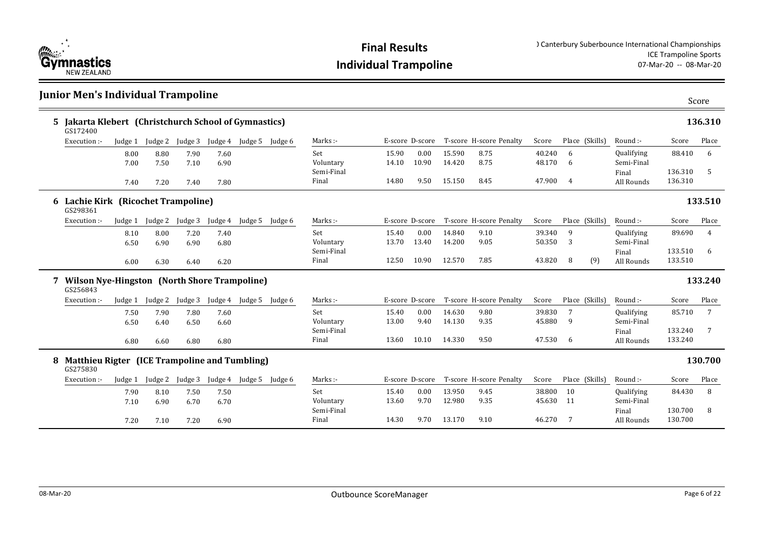# Final Results
## Individual Trampoline

) Canterbury Suberbounce International Championships
ICE Trampoline Sports
07-Mar-20 -- 08-Mar-20

## Junior Men's Individual Trampoline

Score

### 5 Jakarta Klebert (Christchurch School of Gymnastics) — 136.310

GS172400

| Execution :- | Judge 1 | Judge 2 | Judge 3 | Judge 4 | Judge 5 | Judge 6 | Marks :- | E-score | D-score | T-score | H-score | Penalty | Score | Place | (Skills) | Round :- | Score | Place |
|---|---|---|---|---|---|---|---|---|---|---|---|---|---|---|---|---|---|---|
| | 8.00 | 8.80 | 7.90 | 7.60 | | | Set | 15.90 | 0.00 | 15.590 | 8.75 | | 40.240 | 6 | | Qualifying | 88.410 | 6 |
| | 7.00 | 7.50 | 7.10 | 6.90 | | | Voluntary | 14.10 | 10.90 | 14.420 | 8.75 | | 48.170 | 6 | | Semi-Final | | |
| | | | | | | | Semi-Final | | | | | | | | | Final | 136.310 | 5 |
| | 7.40 | 7.20 | 7.40 | 7.80 | | | Final | 14.80 | 9.50 | 15.150 | 8.45 | | 47.900 | 4 | | All Rounds | 136.310 | |

### 6 Lachie Kirk (Ricochet Trampoline) — 133.510

GS298361

| Execution :- | Judge 1 | Judge 2 | Judge 3 | Judge 4 | Judge 5 | Judge 6 | Marks :- | E-score | D-score | T-score | H-score | Penalty | Score | Place | (Skills) | Round :- | Score | Place |
|---|---|---|---|---|---|---|---|---|---|---|---|---|---|---|---|---|---|---|
| | 8.10 | 8.00 | 7.20 | 7.40 | | | Set | 15.40 | 0.00 | 14.840 | 9.10 | | 39.340 | 9 | | Qualifying | 89.690 | 4 |
| | 6.50 | 6.90 | 6.90 | 6.80 | | | Voluntary | 13.70 | 13.40 | 14.200 | 9.05 | | 50.350 | 3 | | Semi-Final | | |
| | | | | | | | Semi-Final | | | | | | | | | Final | 133.510 | 6 |
| | 6.00 | 6.30 | 6.40 | 6.20 | | | Final | 12.50 | 10.90 | 12.570 | 7.85 | | 43.820 | 8 | (9) | All Rounds | 133.510 | |

### 7 Wilson Nye-Hingston (North Shore Trampoline) — 133.240

GS256843

| Execution :- | Judge 1 | Judge 2 | Judge 3 | Judge 4 | Judge 5 | Judge 6 | Marks :- | E-score | D-score | T-score | H-score | Penalty | Score | Place | (Skills) | Round :- | Score | Place |
|---|---|---|---|---|---|---|---|---|---|---|---|---|---|---|---|---|---|---|
| | 7.50 | 7.90 | 7.80 | 7.60 | | | Set | 15.40 | 0.00 | 14.630 | 9.80 | | 39.830 | 7 | | Qualifying | 85.710 | 7 |
| | 6.50 | 6.40 | 6.50 | 6.60 | | | Voluntary | 13.00 | 9.40 | 14.130 | 9.35 | | 45.880 | 9 | | Semi-Final | | |
| | | | | | | | Semi-Final | | | | | | | | | Final | 133.240 | 7 |
| | 6.80 | 6.60 | 6.80 | 6.80 | | | Final | 13.60 | 10.10 | 14.330 | 9.50 | | 47.530 | 6 | | All Rounds | 133.240 | |

### 8 Matthieu Rigter (ICE Trampoline and Tumbling) — 130.700

GS275830

| Execution :- | Judge 1 | Judge 2 | Judge 3 | Judge 4 | Judge 5 | Judge 6 | Marks :- | E-score | D-score | T-score | H-score | Penalty | Score | Place | (Skills) | Round :- | Score | Place |
|---|---|---|---|---|---|---|---|---|---|---|---|---|---|---|---|---|---|---|
| | 7.90 | 8.10 | 7.50 | 7.50 | | | Set | 15.40 | 0.00 | 13.950 | 9.45 | | 38.800 | 10 | | Qualifying | 84.430 | 8 |
| | 7.10 | 6.90 | 6.70 | 6.70 | | | Voluntary | 13.60 | 9.70 | 12.980 | 9.35 | | 45.630 | 11 | | Semi-Final | | |
| | | | | | | | Semi-Final | | | | | | | | | Final | 130.700 | 8 |
| | 7.20 | 7.10 | 7.20 | 6.90 | | | Final | 14.30 | 9.70 | 13.170 | 9.10 | | 46.270 | 7 | | All Rounds | 130.700 | |

08-Mar-20 Outbounce ScoreManager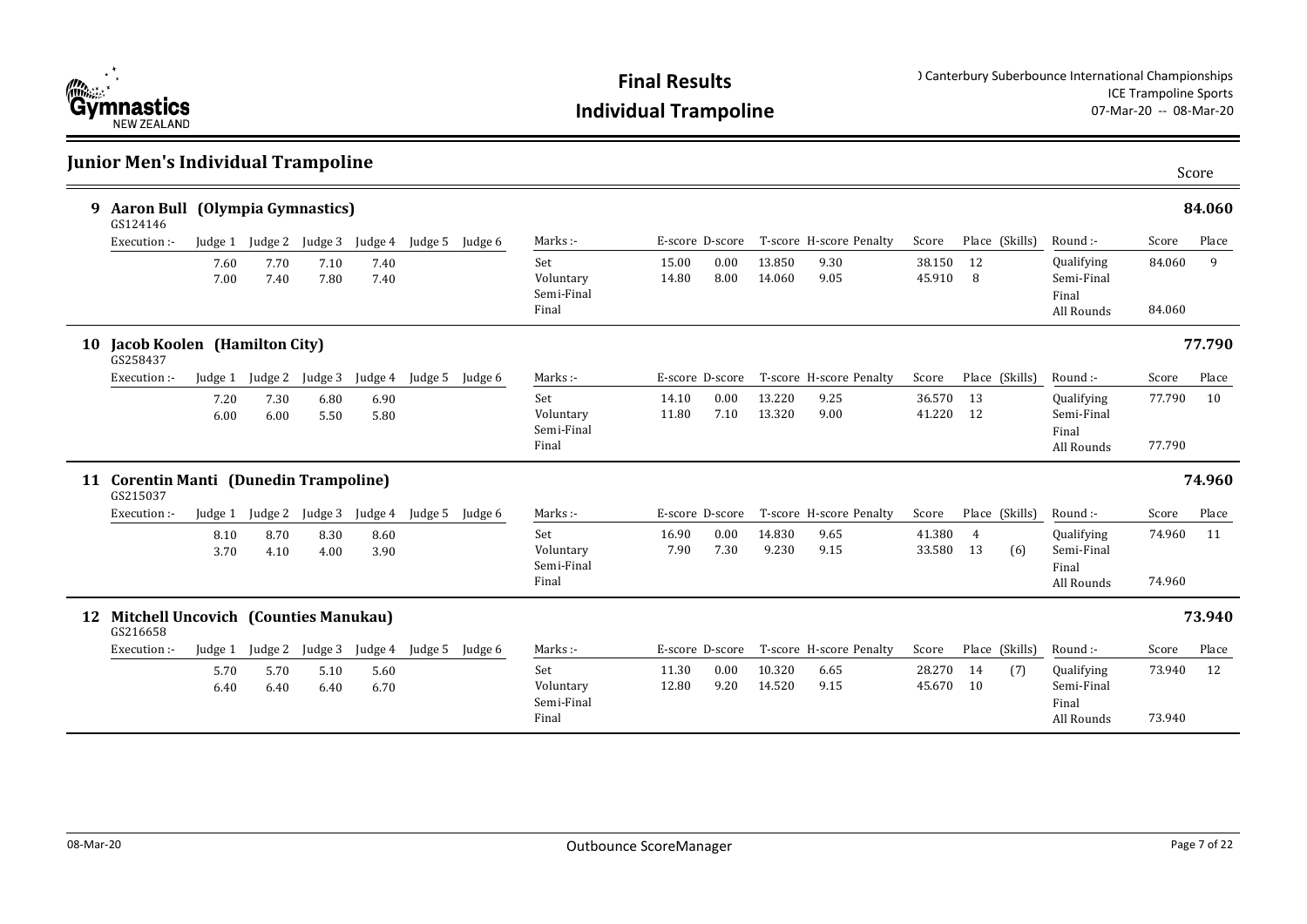# Final Results

## Individual Trampoline

) Canterbury Suberbounce International Championships
ICE Trampoline Sports
07-Mar-20 -- 08-Mar-20

## Junior Men's Individual Trampoline

### 9 Aaron Bull (Olympia Gymnastics) — 84.060

GS124146

| Execution :- | Judge 1 | Judge 2 | Judge 3 | Judge 4 | Judge 5 | Judge 6 | Marks :- | E-score | D-score | T-score | H-score | Penalty | Score | Place | (Skills) | Round :- | Score | Place |
|---|---|---|---|---|---|---|---|---|---|---|---|---|---|---|---|---|---|---|
| | 7.60 | 7.70 | 7.10 | 7.40 | | | Set | 15.00 | 0.00 | 13.850 | 9.30 | | 38.150 | 12 | | Qualifying | 84.060 | 9 |
| | 7.00 | 7.40 | 7.80 | 7.40 | | | Voluntary | 14.80 | 8.00 | 14.060 | 9.05 | | 45.910 | 8 | | Semi-Final | | |
| | | | | | | | Semi-Final | | | | | | | | | Final | | |
| | | | | | | | Final | | | | | | | | | All Rounds | 84.060 | |

### 10 Jacob Koolen (Hamilton City) — 77.790

GS258437

| Execution :- | Judge 1 | Judge 2 | Judge 3 | Judge 4 | Judge 5 | Judge 6 | Marks :- | E-score | D-score | T-score | H-score | Penalty | Score | Place | (Skills) | Round :- | Score | Place |
|---|---|---|---|---|---|---|---|---|---|---|---|---|---|---|---|---|---|---|
| | 7.20 | 7.30 | 6.80 | 6.90 | | | Set | 14.10 | 0.00 | 13.220 | 9.25 | | 36.570 | 13 | | Qualifying | 77.790 | 10 |
| | 6.00 | 6.00 | 5.50 | 5.80 | | | Voluntary | 11.80 | 7.10 | 13.320 | 9.00 | | 41.220 | 12 | | Semi-Final | | |
| | | | | | | | Semi-Final | | | | | | | | | Final | | |
| | | | | | | | Final | | | | | | | | | All Rounds | 77.790 | |

### 11 Corentin Manti (Dunedin Trampoline) — 74.960

GS215037

| Execution :- | Judge 1 | Judge 2 | Judge 3 | Judge 4 | Judge 5 | Judge 6 | Marks :- | E-score | D-score | T-score | H-score | Penalty | Score | Place | (Skills) | Round :- | Score | Place |
|---|---|---|---|---|---|---|---|---|---|---|---|---|---|---|---|---|---|---|
| | 8.10 | 8.70 | 8.30 | 8.60 | | | Set | 16.90 | 0.00 | 14.830 | 9.65 | | 41.380 | 4 | | Qualifying | 74.960 | 11 |
| | 3.70 | 4.10 | 4.00 | 3.90 | | | Voluntary | 7.90 | 7.30 | 9.230 | 9.15 | | 33.580 | 13 | (6) | Semi-Final | | |
| | | | | | | | Semi-Final | | | | | | | | | Final | | |
| | | | | | | | Final | | | | | | | | | All Rounds | 74.960 | |

### 12 Mitchell Uncovich (Counties Manukau) — 73.940

GS216658

| Execution :- | Judge 1 | Judge 2 | Judge 3 | Judge 4 | Judge 5 | Judge 6 | Marks :- | E-score | D-score | T-score | H-score | Penalty | Score | Place | (Skills) | Round :- | Score | Place |
|---|---|---|---|---|---|---|---|---|---|---|---|---|---|---|---|---|---|---|
| | 5.70 | 5.70 | 5.10 | 5.60 | | | Set | 11.30 | 0.00 | 10.320 | 6.65 | | 28.270 | 14 | (7) | Qualifying | 73.940 | 12 |
| | 6.40 | 6.40 | 6.40 | 6.70 | | | Voluntary | 12.80 | 9.20 | 14.520 | 9.15 | | 45.670 | 10 | | Semi-Final | | |
| | | | | | | | Semi-Final | | | | | | | | | Final | | |
| | | | | | | | Final | | | | | | | | | All Rounds | 73.940 | |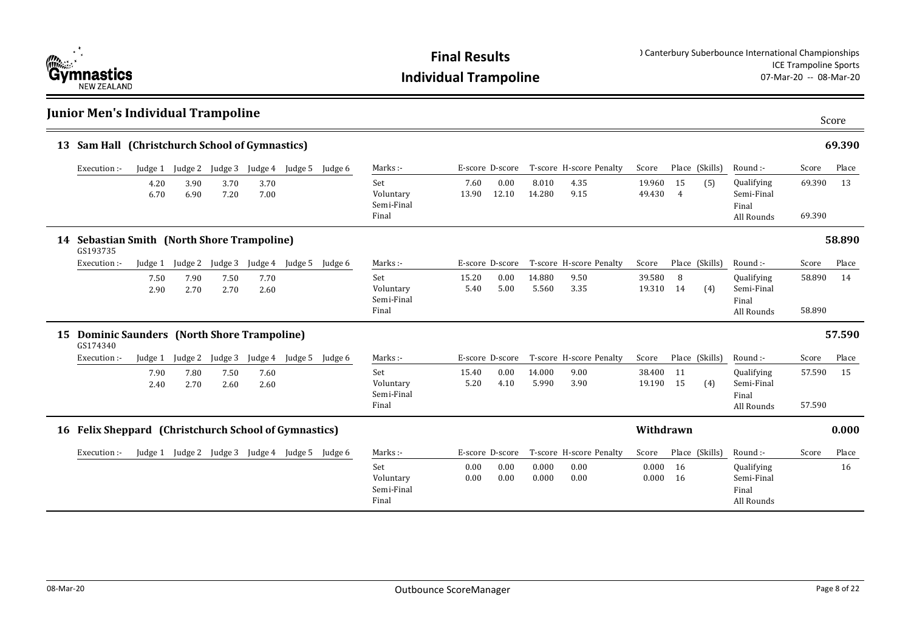# Final Results

## Individual Trampoline

) Canterbury Suberbounce International Championships
ICE Trampoline Sports
07-Mar-20 -- 08-Mar-20

## Junior Men's Individual Trampoline

### 13 Sam Hall (Christchurch School of Gymnastics) — 69.390

| Execution :- | Judge 1 | Judge 2 | Judge 3 | Judge 4 | Judge 5 | Judge 6 | Marks :- | E-score | D-score | T-score | H-score | Penalty | Score | Place | (Skills) | Round :- | Score | Place |
|---|---|---|---|---|---|---|---|---|---|---|---|---|---|---|---|---|---|---|
| | 4.20 | 3.90 | 3.70 | 3.70 | | | Set | 7.60 | 0.00 | 8.010 | 4.35 | | 19.960 | 15 | (5) | Qualifying | 69.390 | 13 |
| | 6.70 | 6.90 | 7.20 | 7.00 | | | Voluntary | 13.90 | 12.10 | 14.280 | 9.15 | | 49.430 | 4 | | Semi-Final | | |
| | | | | | | | Semi-Final | | | | | | | | | Final | | |
| | | | | | | | Final | | | | | | | | | All Rounds | 69.390 | |

### 14 Sebastian Smith (North Shore Trampoline) — 58.890

GS193735

| Execution :- | Judge 1 | Judge 2 | Judge 3 | Judge 4 | Judge 5 | Judge 6 | Marks :- | E-score | D-score | T-score | H-score | Penalty | Score | Place | (Skills) | Round :- | Score | Place |
|---|---|---|---|---|---|---|---|---|---|---|---|---|---|---|---|---|---|---|
| | 7.50 | 7.90 | 7.50 | 7.70 | | | Set | 15.20 | 0.00 | 14.880 | 9.50 | | 39.580 | 8 | | Qualifying | 58.890 | 14 |
| | 2.90 | 2.70 | 2.70 | 2.60 | | | Voluntary | 5.40 | 5.00 | 5.560 | 3.35 | | 19.310 | 14 | (4) | Semi-Final | | |
| | | | | | | | Semi-Final | | | | | | | | | Final | | |
| | | | | | | | Final | | | | | | | | | All Rounds | 58.890 | |

### 15 Dominic Saunders (North Shore Trampoline) — 57.590

GS174340

| Execution :- | Judge 1 | Judge 2 | Judge 3 | Judge 4 | Judge 5 | Judge 6 | Marks :- | E-score | D-score | T-score | H-score | Penalty | Score | Place | (Skills) | Round :- | Score | Place |
|---|---|---|---|---|---|---|---|---|---|---|---|---|---|---|---|---|---|---|
| | 7.90 | 7.80 | 7.50 | 7.60 | | | Set | 15.40 | 0.00 | 14.000 | 9.00 | | 38.400 | 11 | | Qualifying | 57.590 | 15 |
| | 2.40 | 2.70 | 2.60 | 2.60 | | | Voluntary | 5.20 | 4.10 | 5.990 | 3.90 | | 19.190 | 15 | (4) | Semi-Final | | |
| | | | | | | | Semi-Final | | | | | | | | | Final | | |
| | | | | | | | Final | | | | | | | | | All Rounds | 57.590 | |

### 16 Felix Sheppard (Christchurch School of Gymnastics) — Withdrawn — 0.000

| Execution :- | Judge 1 | Judge 2 | Judge 3 | Judge 4 | Judge 5 | Judge 6 | Marks :- | E-score | D-score | T-score | H-score | Penalty | Score | Place | (Skills) | Round :- | Score | Place |
|---|---|---|---|---|---|---|---|---|---|---|---|---|---|---|---|---|---|---|
| | | | | | | | Set | 0.00 | 0.00 | 0.000 | 0.00 | | 0.000 | 16 | | Qualifying | | 16 |
| | | | | | | | Voluntary | 0.00 | 0.00 | 0.000 | 0.00 | | 0.000 | 16 | | Semi-Final | | |
| | | | | | | | Semi-Final | | | | | | | | | Final | | |
| | | | | | | | Final | | | | | | | | | All Rounds | | |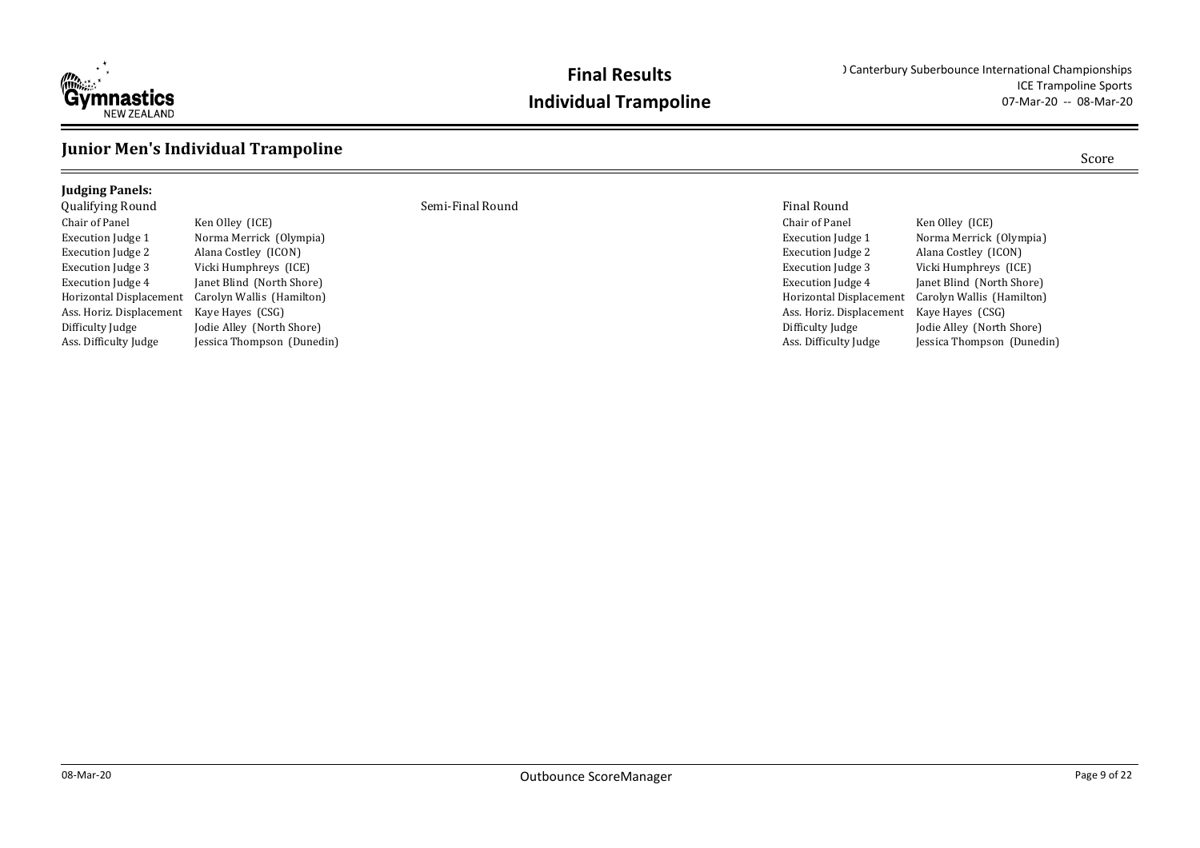# Final Results

# Individual Trampoline

) Canterbury Suberbounce International Championships
ICE Trampoline Sports
07-Mar-20 -- 08-Mar-20

## Junior Men's Individual Trampoline

Score

**Judging Panels:**

| Qualifying Round | | Semi-Final Round | Final Round | |
|---|---|---|---|---|
| Chair of Panel | Ken Olley (ICE) | | Chair of Panel | Ken Olley (ICE) |
| Execution Judge 1 | Norma Merrick (Olympia) | | Execution Judge 1 | Norma Merrick (Olympia) |
| Execution Judge 2 | Alana Costley (ICON) | | Execution Judge 2 | Alana Costley (ICON) |
| Execution Judge 3 | Vicki Humphreys (ICE) | | Execution Judge 3 | Vicki Humphreys (ICE) |
| Execution Judge 4 | Janet Blind (North Shore) | | Execution Judge 4 | Janet Blind (North Shore) |
| Horizontal Displacement | Carolyn Wallis (Hamilton) | | Horizontal Displacement | Carolyn Wallis (Hamilton) |
| Ass. Horiz. Displacement | Kaye Hayes (CSG) | | Ass. Horiz. Displacement | Kaye Hayes (CSG) |
| Difficulty Judge | Jodie Alley (North Shore) | | Difficulty Judge | Jodie Alley (North Shore) |
| Ass. Difficulty Judge | Jessica Thompson (Dunedin) | | Ass. Difficulty Judge | Jessica Thompson (Dunedin) |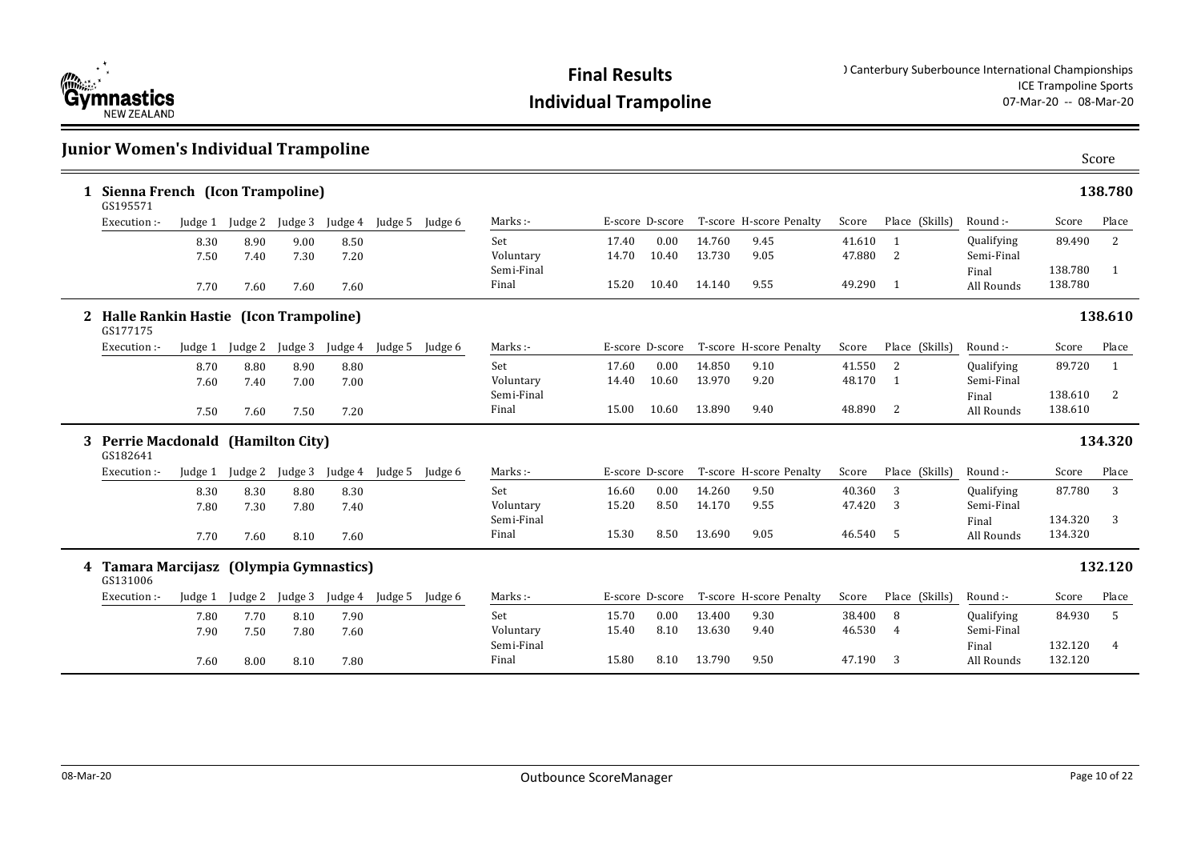# Final Results
## Individual Trampoline

) Canterbury Suberbounce International Championships
ICE Trampoline Sports
07-Mar-20 -- 08-Mar-20

## Junior Women's Individual Trampoline

Score

### 1 Sienna French (Icon Trampoline) — 138.780

GS195571

| Execution :- | Judge 1 | Judge 2 | Judge 3 | Judge 4 | Judge 5 | Judge 6 | Marks :- | E-score | D-score | T-score | H-score | Penalty | Score | Place | (Skills) | Round :- | Score | Place |
|---|---|---|---|---|---|---|---|---|---|---|---|---|---|---|---|---|---|---|
| | 8.30 | 8.90 | 9.00 | 8.50 | | | Set | 17.40 | 0.00 | 14.760 | 9.45 | | 41.610 | 1 | | Qualifying | 89.490 | 2 |
| | 7.50 | 7.40 | 7.30 | 7.20 | | | Voluntary | 14.70 | 10.40 | 13.730 | 9.05 | | 47.880 | 2 | | Semi-Final | | |
| | | | | | | | Semi-Final | | | | | | | | | Final | 138.780 | 1 |
| | 7.70 | 7.60 | 7.60 | 7.60 | | | Final | 15.20 | 10.40 | 14.140 | 9.55 | | 49.290 | 1 | | All Rounds | 138.780 | |

### 2 Halle Rankin Hastie (Icon Trampoline) — 138.610

GS177175

| Execution :- | Judge 1 | Judge 2 | Judge 3 | Judge 4 | Judge 5 | Judge 6 | Marks :- | E-score | D-score | T-score | H-score | Penalty | Score | Place | (Skills) | Round :- | Score | Place |
|---|---|---|---|---|---|---|---|---|---|---|---|---|---|---|---|---|---|---|
| | 8.70 | 8.80 | 8.90 | 8.80 | | | Set | 17.60 | 0.00 | 14.850 | 9.10 | | 41.550 | 2 | | Qualifying | 89.720 | 1 |
| | 7.60 | 7.40 | 7.00 | 7.00 | | | Voluntary | 14.40 | 10.60 | 13.970 | 9.20 | | 48.170 | 1 | | Semi-Final | | |
| | | | | | | | Semi-Final | | | | | | | | | Final | 138.610 | 2 |
| | 7.50 | 7.60 | 7.50 | 7.20 | | | Final | 15.00 | 10.60 | 13.890 | 9.40 | | 48.890 | 2 | | All Rounds | 138.610 | |

### 3 Perrie Macdonald (Hamilton City) — 134.320

GS182641

| Execution :- | Judge 1 | Judge 2 | Judge 3 | Judge 4 | Judge 5 | Judge 6 | Marks :- | E-score | D-score | T-score | H-score | Penalty | Score | Place | (Skills) | Round :- | Score | Place |
|---|---|---|---|---|---|---|---|---|---|---|---|---|---|---|---|---|---|---|
| | 8.30 | 8.30 | 8.80 | 8.30 | | | Set | 16.60 | 0.00 | 14.260 | 9.50 | | 40.360 | 3 | | Qualifying | 87.780 | 3 |
| | 7.80 | 7.30 | 7.80 | 7.40 | | | Voluntary | 15.20 | 8.50 | 14.170 | 9.55 | | 47.420 | 3 | | Semi-Final | | |
| | | | | | | | Semi-Final | | | | | | | | | Final | 134.320 | 3 |
| | 7.70 | 7.60 | 8.10 | 7.60 | | | Final | 15.30 | 8.50 | 13.690 | 9.05 | | 46.540 | 5 | | All Rounds | 134.320 | |

### 4 Tamara Marcijasz (Olympia Gymnastics) — 132.120

GS131006

| Execution :- | Judge 1 | Judge 2 | Judge 3 | Judge 4 | Judge 5 | Judge 6 | Marks :- | E-score | D-score | T-score | H-score | Penalty | Score | Place | (Skills) | Round :- | Score | Place |
|---|---|---|---|---|---|---|---|---|---|---|---|---|---|---|---|---|---|---|
| | 7.80 | 7.70 | 8.10 | 7.90 | | | Set | 15.70 | 0.00 | 13.400 | 9.30 | | 38.400 | 8 | | Qualifying | 84.930 | 5 |
| | 7.90 | 7.50 | 7.80 | 7.60 | | | Voluntary | 15.40 | 8.10 | 13.630 | 9.40 | | 46.530 | 4 | | Semi-Final | | |
| | | | | | | | Semi-Final | | | | | | | | | Final | 132.120 | 4 |
| | 7.60 | 8.00 | 8.10 | 7.80 | | | Final | 15.80 | 8.10 | 13.790 | 9.50 | | 47.190 | 3 | | All Rounds | 132.120 | |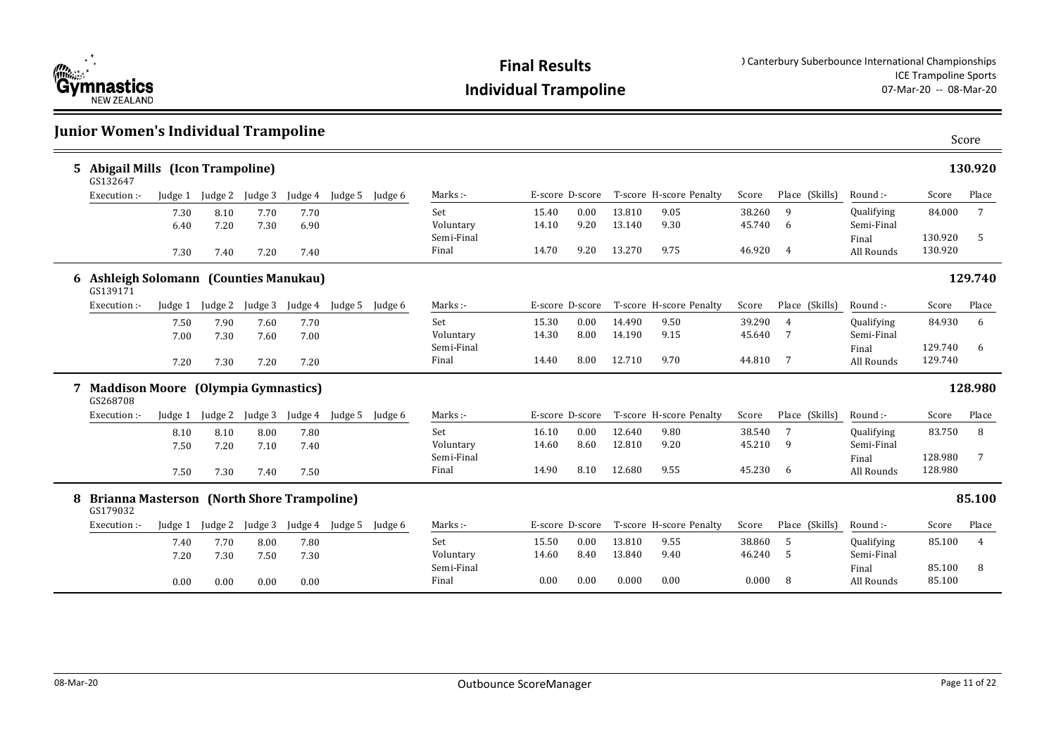# Final Results

## Individual Trampoline

) Canterbury Suberbounce International Championships
ICE Trampoline Sports
07-Mar-20 -- 08-Mar-20

## Junior Women's Individual Trampoline

### 5 Abigail Mills (Icon Trampoline) — Score: 130.920

GS132647

| Execution :- | Judge 1 | Judge 2 | Judge 3 | Judge 4 | Judge 5 | Judge 6 | Marks :- | E-score | D-score | T-score | H-score | Penalty | Score | Place (Skills) | Round :- | Score | Place |
|---|---|---|---|---|---|---|---|---|---|---|---|---|---|---|---|---|---|
| | 7.30 | 8.10 | 7.70 | 7.70 | | | Set | 15.40 | 0.00 | 13.810 | 9.05 | | 38.260 | 9 | Qualifying | 84.000 | 7 |
| | 6.40 | 7.20 | 7.30 | 6.90 | | | Voluntary | 14.10 | 9.20 | 13.140 | 9.30 | | 45.740 | 6 | Semi-Final | | |
| | | | | | | | Semi-Final | | | | | | | | Final | 130.920 | 5 |
| | 7.30 | 7.40 | 7.20 | 7.40 | | | Final | 14.70 | 9.20 | 13.270 | 9.75 | | 46.920 | 4 | All Rounds | 130.920 | |

### 6 Ashleigh Solomann (Counties Manukau) — Score: 129.740

GS139171

| Execution :- | Judge 1 | Judge 2 | Judge 3 | Judge 4 | Judge 5 | Judge 6 | Marks :- | E-score | D-score | T-score | H-score | Penalty | Score | Place (Skills) | Round :- | Score | Place |
|---|---|---|---|---|---|---|---|---|---|---|---|---|---|---|---|---|---|
| | 7.50 | 7.90 | 7.60 | 7.70 | | | Set | 15.30 | 0.00 | 14.490 | 9.50 | | 39.290 | 4 | Qualifying | 84.930 | 6 |
| | 7.00 | 7.30 | 7.60 | 7.00 | | | Voluntary | 14.30 | 8.00 | 14.190 | 9.15 | | 45.640 | 7 | Semi-Final | | |
| | | | | | | | Semi-Final | | | | | | | | Final | 129.740 | 6 |
| | 7.20 | 7.30 | 7.20 | 7.20 | | | Final | 14.40 | 8.00 | 12.710 | 9.70 | | 44.810 | 7 | All Rounds | 129.740 | |

### 7 Maddison Moore (Olympia Gymnastics) — Score: 128.980

GS268708

| Execution :- | Judge 1 | Judge 2 | Judge 3 | Judge 4 | Judge 5 | Judge 6 | Marks :- | E-score | D-score | T-score | H-score | Penalty | Score | Place (Skills) | Round :- | Score | Place |
|---|---|---|---|---|---|---|---|---|---|---|---|---|---|---|---|---|---|
| | 8.10 | 8.10 | 8.00 | 7.80 | | | Set | 16.10 | 0.00 | 12.640 | 9.80 | | 38.540 | 7 | Qualifying | 83.750 | 8 |
| | 7.50 | 7.20 | 7.10 | 7.40 | | | Voluntary | 14.60 | 8.60 | 12.810 | 9.20 | | 45.210 | 9 | Semi-Final | | |
| | | | | | | | Semi-Final | | | | | | | | Final | 128.980 | 7 |
| | 7.50 | 7.30 | 7.40 | 7.50 | | | Final | 14.90 | 8.10 | 12.680 | 9.55 | | 45.230 | 6 | All Rounds | 128.980 | |

### 8 Brianna Masterson (North Shore Trampoline) — Score: 85.100

GS179032

| Execution :- | Judge 1 | Judge 2 | Judge 3 | Judge 4 | Judge 5 | Judge 6 | Marks :- | E-score | D-score | T-score | H-score | Penalty | Score | Place (Skills) | Round :- | Score | Place |
|---|---|---|---|---|---|---|---|---|---|---|---|---|---|---|---|---|---|
| | 7.40 | 7.70 | 8.00 | 7.80 | | | Set | 15.50 | 0.00 | 13.810 | 9.55 | | 38.860 | 5 | Qualifying | 85.100 | 4 |
| | 7.20 | 7.30 | 7.50 | 7.30 | | | Voluntary | 14.60 | 8.40 | 13.840 | 9.40 | | 46.240 | 5 | Semi-Final | | |
| | | | | | | | Semi-Final | | | | | | | | Final | 85.100 | 8 |
| | 0.00 | 0.00 | 0.00 | 0.00 | | | Final | 0.00 | 0.00 | 0.000 | 0.00 | | 0.000 | 8 | All Rounds | 85.100 | |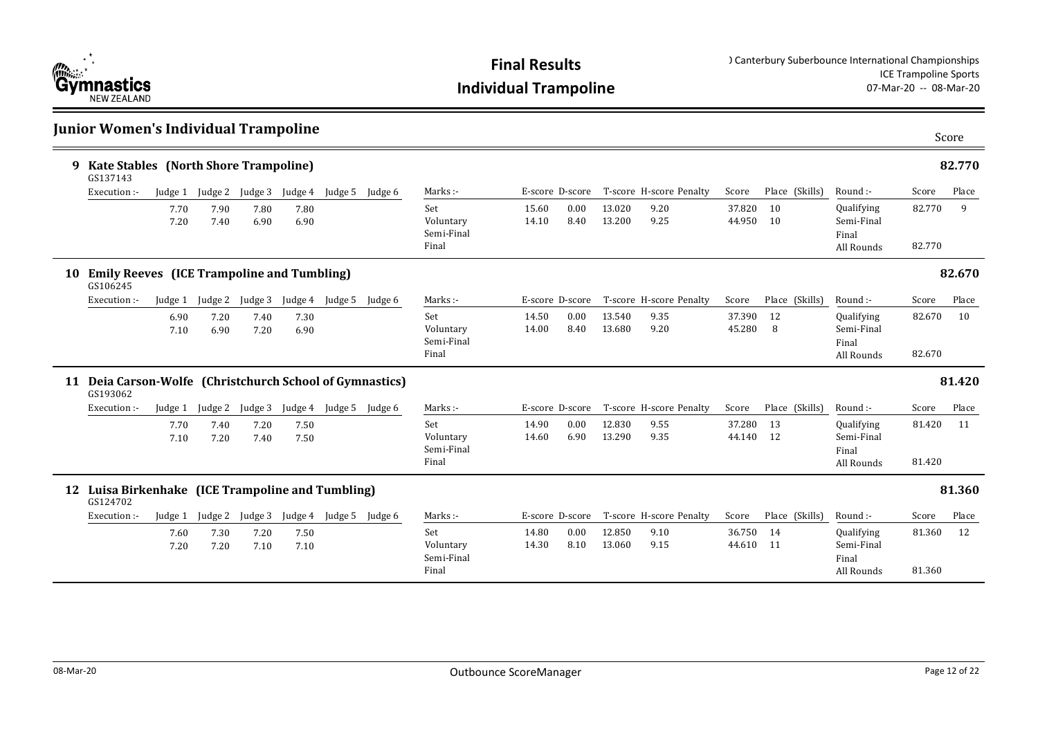## Junior Women's Individual Trampoline

### 9 Kate Stables (North Shore Trampoline) — 82.770

GS137143

| Execution :- | Judge 1 | Judge 2 | Judge 3 | Judge 4 | Judge 5 | Judge 6 |
|---|---|---|---|---|---|---|
| | 7.70 | 7.90 | 7.80 | 7.80 | | |
| | 7.20 | 7.40 | 6.90 | 6.90 | | |

| Marks :- | E-score | D-score | T-score | H-score | Penalty | Score | Place (Skills) |
|---|---|---|---|---|---|---|---|
| Set | 15.60 | 0.00 | 13.020 | 9.20 | | 37.820 | 10 |
| Voluntary | 14.10 | 8.40 | 13.200 | 9.25 | | 44.950 | 10 |
| Semi-Final | | | | | | | |
| Final | | | | | | | |

| Round :- | Score | Place |
|---|---|---|
| Qualifying | 82.770 | 9 |
| Semi-Final | | |
| Final | | |
| All Rounds | 82.770 | |

### 10 Emily Reeves (ICE Trampoline and Tumbling) — 82.670

GS106245

| Execution :- | Judge 1 | Judge 2 | Judge 3 | Judge 4 | Judge 5 | Judge 6 |
|---|---|---|---|---|---|---|
| | 6.90 | 7.20 | 7.40 | 7.30 | | |
| | 7.10 | 6.90 | 7.20 | 6.90 | | |

| Marks :- | E-score | D-score | T-score | H-score | Penalty | Score | Place (Skills) |
|---|---|---|---|---|---|---|---|
| Set | 14.50 | 0.00 | 13.540 | 9.35 | | 37.390 | 12 |
| Voluntary | 14.00 | 8.40 | 13.680 | 9.20 | | 45.280 | 8 |
| Semi-Final | | | | | | | |
| Final | | | | | | | |

| Round :- | Score | Place |
|---|---|---|
| Qualifying | 82.670 | 10 |
| Semi-Final | | |
| Final | | |
| All Rounds | 82.670 | |

### 11 Deia Carson-Wolfe (Christchurch School of Gymnastics) — 81.420

GS193062

| Execution :- | Judge 1 | Judge 2 | Judge 3 | Judge 4 | Judge 5 | Judge 6 |
|---|---|---|---|---|---|---|
| | 7.70 | 7.40 | 7.20 | 7.50 | | |
| | 7.10 | 7.20 | 7.40 | 7.50 | | |

| Marks :- | E-score | D-score | T-score | H-score | Penalty | Score | Place (Skills) |
|---|---|---|---|---|---|---|---|
| Set | 14.90 | 0.00 | 12.830 | 9.55 | | 37.280 | 13 |
| Voluntary | 14.60 | 6.90 | 13.290 | 9.35 | | 44.140 | 12 |
| Semi-Final | | | | | | | |
| Final | | | | | | | |

| Round :- | Score | Place |
|---|---|---|
| Qualifying | 81.420 | 11 |
| Semi-Final | | |
| Final | | |
| All Rounds | 81.420 | |

### 12 Luisa Birkenhake (ICE Trampoline and Tumbling) — 81.360

GS124702

| Execution :- | Judge 1 | Judge 2 | Judge 3 | Judge 4 | Judge 5 | Judge 6 |
|---|---|---|---|---|---|---|
| | 7.60 | 7.30 | 7.20 | 7.50 | | |
| | 7.20 | 7.20 | 7.10 | 7.10 | | |

| Marks :- | E-score | D-score | T-score | H-score | Penalty | Score | Place (Skills) |
|---|---|---|---|---|---|---|---|
| Set | 14.80 | 0.00 | 12.850 | 9.10 | | 36.750 | 14 |
| Voluntary | 14.30 | 8.10 | 13.060 | 9.15 | | 44.610 | 11 |
| Semi-Final | | | | | | | |
| Final | | | | | | | |

| Round :- | Score | Place |
|---|---|---|
| Qualifying | 81.360 | 12 |
| Semi-Final | | |
| Final | | |
| All Rounds | 81.360 | |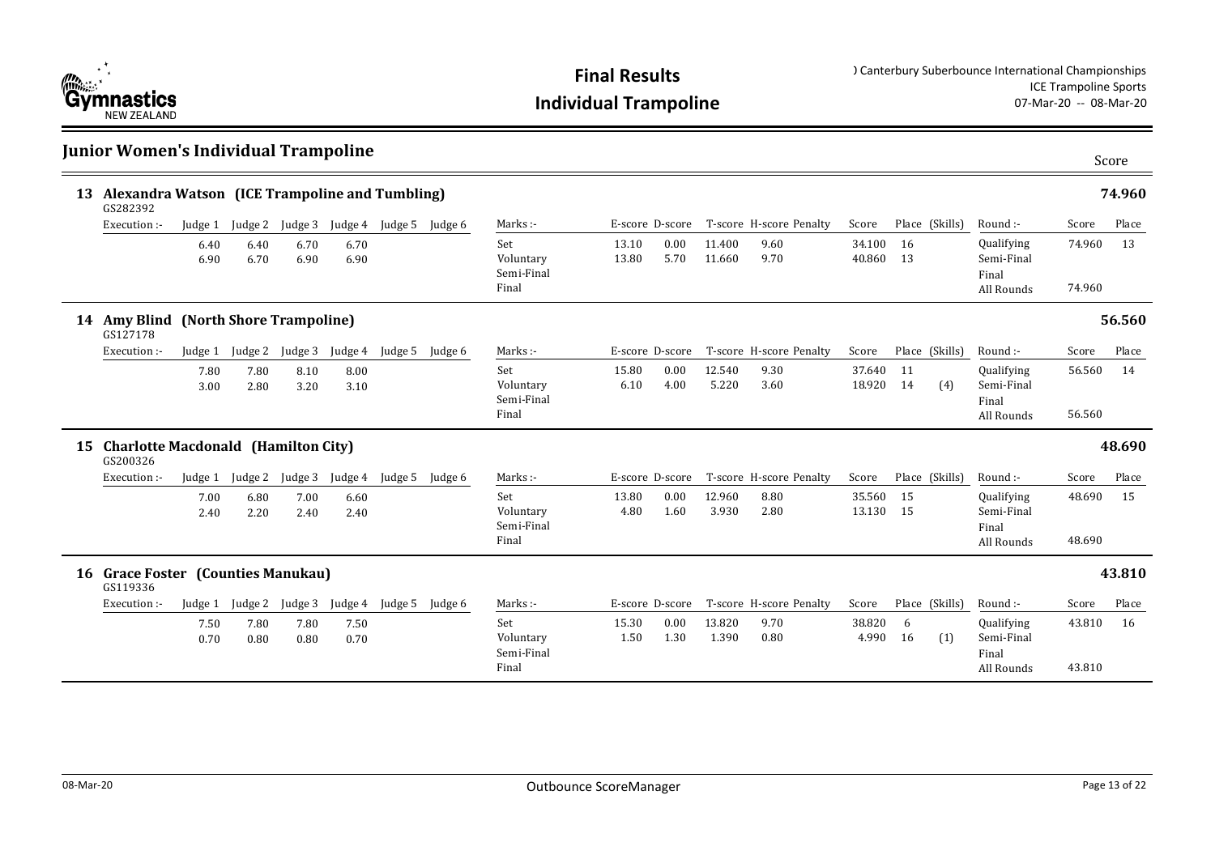## Junior Women's Individual Trampoline

### 13 Alexandra Watson (ICE Trampoline and Tumbling) — 74.960

GS282392

| Execution :- | Judge 1 | Judge 2 | Judge 3 | Judge 4 | Judge 5 | Judge 6 | Marks :- | E-score | D-score | T-score | H-score | Penalty | Score | Place | (Skills) | Round :- | Score | Place |
|---|---|---|---|---|---|---|---|---|---|---|---|---|---|---|---|---|---|---|
| | 6.40 | 6.40 | 6.70 | 6.70 | | | Set | 13.10 | 0.00 | 11.400 | 9.60 | | 34.100 | 16 | | Qualifying | 74.960 | 13 |
| | 6.90 | 6.70 | 6.90 | 6.90 | | | Voluntary | 13.80 | 5.70 | 11.660 | 9.70 | | 40.860 | 13 | | Semi-Final | | |
| | | | | | | | Semi-Final | | | | | | | | | Final | | |
| | | | | | | | Final | | | | | | | | | All Rounds | 74.960 | |

### 14 Amy Blind (North Shore Trampoline) — 56.560

GS127178

| Execution :- | Judge 1 | Judge 2 | Judge 3 | Judge 4 | Judge 5 | Judge 6 | Marks :- | E-score | D-score | T-score | H-score | Penalty | Score | Place | (Skills) | Round :- | Score | Place |
|---|---|---|---|---|---|---|---|---|---|---|---|---|---|---|---|---|---|---|
| | 7.80 | 7.80 | 8.10 | 8.00 | | | Set | 15.80 | 0.00 | 12.540 | 9.30 | | 37.640 | 11 | | Qualifying | 56.560 | 14 |
| | 3.00 | 2.80 | 3.20 | 3.10 | | | Voluntary | 6.10 | 4.00 | 5.220 | 3.60 | | 18.920 | 14 | (4) | Semi-Final | | |
| | | | | | | | Semi-Final | | | | | | | | | Final | | |
| | | | | | | | Final | | | | | | | | | All Rounds | 56.560 | |

### 15 Charlotte Macdonald (Hamilton City) — 48.690

GS200326

| Execution :- | Judge 1 | Judge 2 | Judge 3 | Judge 4 | Judge 5 | Judge 6 | Marks :- | E-score | D-score | T-score | H-score | Penalty | Score | Place | (Skills) | Round :- | Score | Place |
|---|---|---|---|---|---|---|---|---|---|---|---|---|---|---|---|---|---|---|
| | 7.00 | 6.80 | 7.00 | 6.60 | | | Set | 13.80 | 0.00 | 12.960 | 8.80 | | 35.560 | 15 | | Qualifying | 48.690 | 15 |
| | 2.40 | 2.20 | 2.40 | 2.40 | | | Voluntary | 4.80 | 1.60 | 3.930 | 2.80 | | 13.130 | 15 | | Semi-Final | | |
| | | | | | | | Semi-Final | | | | | | | | | Final | | |
| | | | | | | | Final | | | | | | | | | All Rounds | 48.690 | |

### 16 Grace Foster (Counties Manukau) — 43.810

GS119336

| Execution :- | Judge 1 | Judge 2 | Judge 3 | Judge 4 | Judge 5 | Judge 6 | Marks :- | E-score | D-score | T-score | H-score | Penalty | Score | Place | (Skills) | Round :- | Score | Place |
|---|---|---|---|---|---|---|---|---|---|---|---|---|---|---|---|---|---|---|
| | 7.50 | 7.80 | 7.80 | 7.50 | | | Set | 15.30 | 0.00 | 13.820 | 9.70 | | 38.820 | 6 | | Qualifying | 43.810 | 16 |
| | 0.70 | 0.80 | 0.80 | 0.70 | | | Voluntary | 1.50 | 1.30 | 1.390 | 0.80 | | 4.990 | 16 | (1) | Semi-Final | | |
| | | | | | | | Semi-Final | | | | | | | | | Final | | |
| | | | | | | | Final | | | | | | | | | All Rounds | 43.810 | |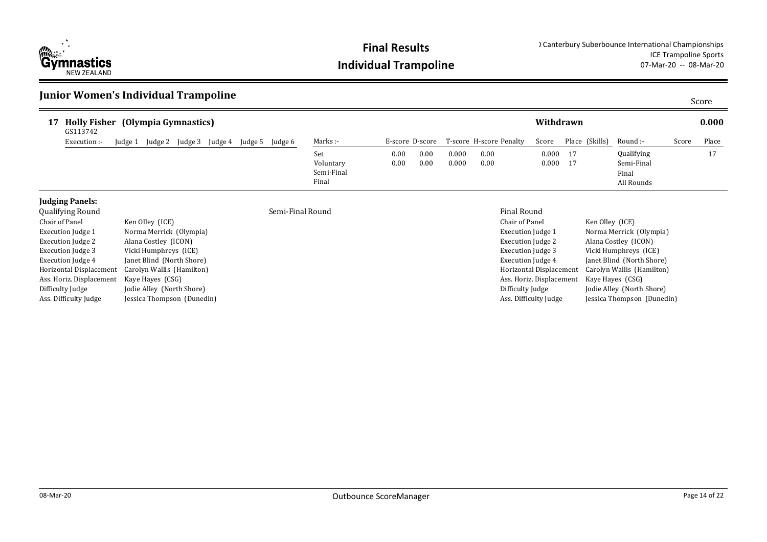# Final Results
## Individual Trampoline

) Canterbury Suberbounce International Championships
ICE Trampoline Sports
07-Mar-20 -- 08-Mar-20

## Junior Women's Individual Trampoline

Score

**17 Holly Fisher (Olympia Gymnastics)** — **Withdrawn** — **0.000**
GS113742

Execution :- Judge 1 Judge 2 Judge 3 Judge 4 Judge 5 Judge 6

| Marks :- | E-score | D-score | T-score | H-score | Penalty | Score | Place | (Skills) |
|---|---|---|---|---|---|---|---|---|
| Set | 0.00 | 0.00 | 0.000 | 0.00 | | 0.000 | 17 | |
| Voluntary | 0.00 | 0.00 | 0.000 | 0.00 | | 0.000 | 17 | |
| Semi-Final | | | | | | | | |
| Final | | | | | | | | |

| Round :- | Score | Place |
|---|---|---|
| Qualifying | | 17 |
| Semi-Final | | |
| Final | | |
| All Rounds | | |

### Judging Panels:

**Qualifying Round**

| | |
|---|---|
| Chair of Panel | Ken Olley (ICE) |
| Execution Judge 1 | Norma Merrick (Olympia) |
| Execution Judge 2 | Alana Costley (ICON) |
| Execution Judge 3 | Vicki Humphreys (ICE) |
| Execution Judge 4 | Janet Blind (North Shore) |
| Horizontal Displacement | Carolyn Wallis (Hamilton) |
| Ass. Horiz. Displacement | Kaye Hayes (CSG) |
| Difficulty Judge | Jodie Alley (North Shore) |
| Ass. Difficulty Judge | Jessica Thompson (Dunedin) |

**Semi-Final Round**

**Final Round**

| | |
|---|---|
| Chair of Panel | Ken Olley (ICE) |
| Execution Judge 1 | Norma Merrick (Olympia) |
| Execution Judge 2 | Alana Costley (ICON) |
| Execution Judge 3 | Vicki Humphreys (ICE) |
| Execution Judge 4 | Janet Blind (North Shore) |
| Horizontal Displacement | Carolyn Wallis (Hamilton) |
| Ass. Horiz. Displacement | Kaye Hayes (CSG) |
| Difficulty Judge | Jodie Alley (North Shore) |
| Ass. Difficulty Judge | Jessica Thompson (Dunedin) |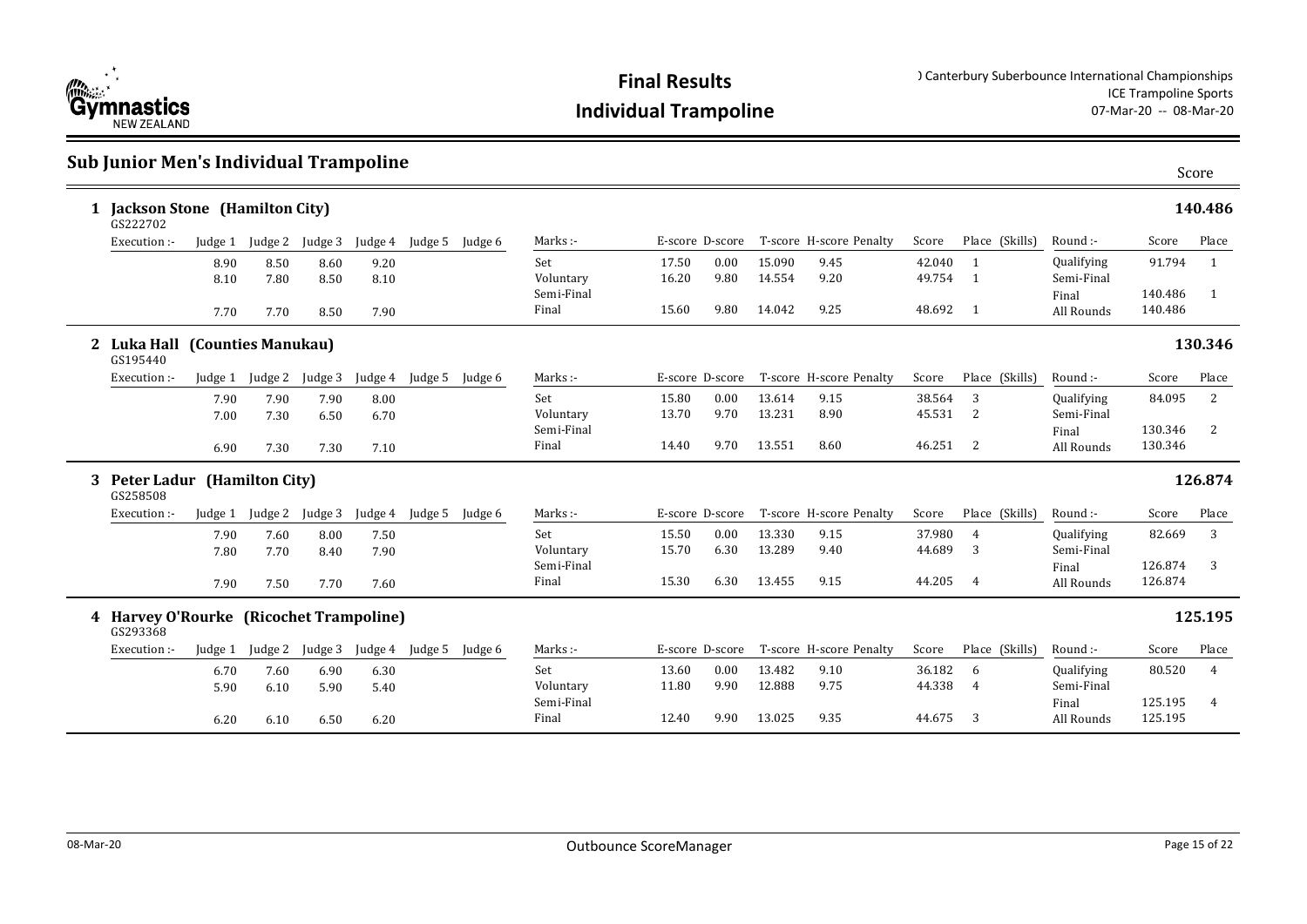## Sub Junior Men's Individual Trampoline

Score

### 1 Jackson Stone (Hamilton City) — 140.486

GS222702

| Execution :- | Judge 1 | Judge 2 | Judge 3 | Judge 4 | Judge 5 | Judge 6 | Marks :- | E-score | D-score | T-score | H-score | Penalty | Score | Place (Skills) | Round :- | Score | Place |
|---|---|---|---|---|---|---|---|---|---|---|---|---|---|---|---|---|---|
| | 8.90 | 8.50 | 8.60 | 9.20 | | | Set | 17.50 | 0.00 | 15.090 | 9.45 | | 42.040 | 1 | Qualifying | 91.794 | 1 |
| | 8.10 | 7.80 | 8.50 | 8.10 | | | Voluntary | 16.20 | 9.80 | 14.554 | 9.20 | | 49.754 | 1 | Semi-Final | | |
| | | | | | | | Semi-Final | | | | | | | | Final | 140.486 | 1 |
| | 7.70 | 7.70 | 8.50 | 7.90 | | | Final | 15.60 | 9.80 | 14.042 | 9.25 | | 48.692 | 1 | All Rounds | 140.486 | |

### 2 Luka Hall (Counties Manukau) — 130.346

GS195440

| Execution :- | Judge 1 | Judge 2 | Judge 3 | Judge 4 | Judge 5 | Judge 6 | Marks :- | E-score | D-score | T-score | H-score | Penalty | Score | Place (Skills) | Round :- | Score | Place |
|---|---|---|---|---|---|---|---|---|---|---|---|---|---|---|---|---|---|
| | 7.90 | 7.90 | 7.90 | 8.00 | | | Set | 15.80 | 0.00 | 13.614 | 9.15 | | 38.564 | 3 | Qualifying | 84.095 | 2 |
| | 7.00 | 7.30 | 6.50 | 6.70 | | | Voluntary | 13.70 | 9.70 | 13.231 | 8.90 | | 45.531 | 2 | Semi-Final | | |
| | | | | | | | Semi-Final | | | | | | | | Final | 130.346 | 2 |
| | 6.90 | 7.30 | 7.30 | 7.10 | | | Final | 14.40 | 9.70 | 13.551 | 8.60 | | 46.251 | 2 | All Rounds | 130.346 | |

### 3 Peter Ladur (Hamilton City) — 126.874

GS258508

| Execution :- | Judge 1 | Judge 2 | Judge 3 | Judge 4 | Judge 5 | Judge 6 | Marks :- | E-score | D-score | T-score | H-score | Penalty | Score | Place (Skills) | Round :- | Score | Place |
|---|---|---|---|---|---|---|---|---|---|---|---|---|---|---|---|---|---|
| | 7.90 | 7.60 | 8.00 | 7.50 | | | Set | 15.50 | 0.00 | 13.330 | 9.15 | | 37.980 | 4 | Qualifying | 82.669 | 3 |
| | 7.80 | 7.70 | 8.40 | 7.90 | | | Voluntary | 15.70 | 6.30 | 13.289 | 9.40 | | 44.689 | 3 | Semi-Final | | |
| | | | | | | | Semi-Final | | | | | | | | Final | 126.874 | 3 |
| | 7.90 | 7.50 | 7.70 | 7.60 | | | Final | 15.30 | 6.30 | 13.455 | 9.15 | | 44.205 | 4 | All Rounds | 126.874 | |

### 4 Harvey O'Rourke (Ricochet Trampoline) — 125.195

GS293368

| Execution :- | Judge 1 | Judge 2 | Judge 3 | Judge 4 | Judge 5 | Judge 6 | Marks :- | E-score | D-score | T-score | H-score | Penalty | Score | Place (Skills) | Round :- | Score | Place |
|---|---|---|---|---|---|---|---|---|---|---|---|---|---|---|---|---|---|
| | 6.70 | 7.60 | 6.90 | 6.30 | | | Set | 13.60 | 0.00 | 13.482 | 9.10 | | 36.182 | 6 | Qualifying | 80.520 | 4 |
| | 5.90 | 6.10 | 5.90 | 5.40 | | | Voluntary | 11.80 | 9.90 | 12.888 | 9.75 | | 44.338 | 4 | Semi-Final | | |
| | | | | | | | Semi-Final | | | | | | | | Final | 125.195 | 4 |
| | 6.20 | 6.10 | 6.50 | 6.20 | | | Final | 12.40 | 9.90 | 13.025 | 9.35 | | 44.675 | 3 | All Rounds | 125.195 | |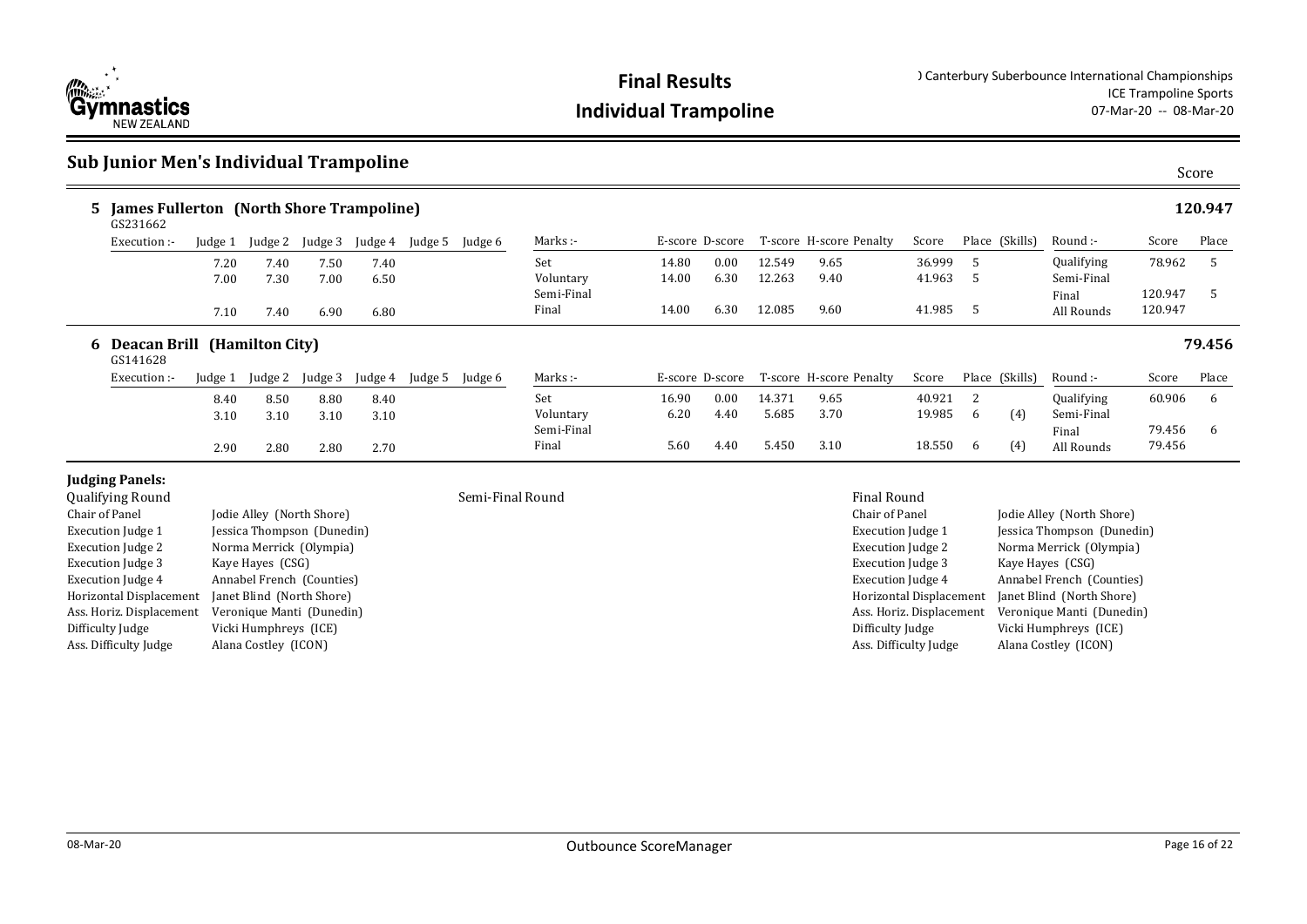# Final Results
## Individual Trampoline

) Canterbury Suberbounce International Championships
ICE Trampoline Sports
07-Mar-20 -- 08-Mar-20

## Sub Junior Men's Individual Trampoline

### 5 James Fullerton (North Shore Trampoline) — 120.947

GS231662

| Execution :- | Judge 1 | Judge 2 | Judge 3 | Judge 4 | Judge 5 | Judge 6 | Marks :- | E-score | D-score | T-score | H-score | Penalty | Score | Place | (Skills) | Round :- | Score | Place |
|---|---|---|---|---|---|---|---|---|---|---|---|---|---|---|---|---|---|---|
| | 7.20 | 7.40 | 7.50 | 7.40 | | | Set | 14.80 | 0.00 | 12.549 | 9.65 | | 36.999 | 5 | | Qualifying | 78.962 | 5 |
| | 7.00 | 7.30 | 7.00 | 6.50 | | | Voluntary | 14.00 | 6.30 | 12.263 | 9.40 | | 41.963 | 5 | | Semi-Final | | |
| | | | | | | | Semi-Final | | | | | | | | | Final | 120.947 | 5 |
| | 7.10 | 7.40 | 6.90 | 6.80 | | | Final | 14.00 | 6.30 | 12.085 | 9.60 | | 41.985 | 5 | | All Rounds | 120.947 | |

### 6 Deacan Brill (Hamilton City) — 79.456

GS141628

| Execution :- | Judge 1 | Judge 2 | Judge 3 | Judge 4 | Judge 5 | Judge 6 | Marks :- | E-score | D-score | T-score | H-score | Penalty | Score | Place | (Skills) | Round :- | Score | Place |
|---|---|---|---|---|---|---|---|---|---|---|---|---|---|---|---|---|---|---|
| | 8.40 | 8.50 | 8.80 | 8.40 | | | Set | 16.90 | 0.00 | 14.371 | 9.65 | | 40.921 | 2 | | Qualifying | 60.906 | 6 |
| | 3.10 | 3.10 | 3.10 | 3.10 | | | Voluntary | 6.20 | 4.40 | 5.685 | 3.70 | | 19.985 | 6 | (4) | Semi-Final | | |
| | | | | | | | Semi-Final | | | | | | | | | Final | 79.456 | 6 |
| | 2.90 | 2.80 | 2.80 | 2.70 | | | Final | 5.60 | 4.40 | 5.450 | 3.10 | | 18.550 | 6 | (4) | All Rounds | 79.456 | |

### Judging Panels:

**Qualifying Round**

| Role | Name |
|---|---|
| Chair of Panel | Jodie Alley (North Shore) |
| Execution Judge 1 | Jessica Thompson (Dunedin) |
| Execution Judge 2 | Norma Merrick (Olympia) |
| Execution Judge 3 | Kaye Hayes (CSG) |
| Execution Judge 4 | Annabel French (Counties) |
| Horizontal Displacement | Janet Blind (North Shore) |
| Ass. Horiz. Displacement | Veronique Manti (Dunedin) |
| Difficulty Judge | Vicki Humphreys (ICE) |
| Ass. Difficulty Judge | Alana Costley (ICON) |

**Semi-Final Round**

**Final Round**

| Role | Name |
|---|---|
| Chair of Panel | Jodie Alley (North Shore) |
| Execution Judge 1 | Jessica Thompson (Dunedin) |
| Execution Judge 2 | Norma Merrick (Olympia) |
| Execution Judge 3 | Kaye Hayes (CSG) |
| Execution Judge 4 | Annabel French (Counties) |
| Horizontal Displacement | Janet Blind (North Shore) |
| Ass. Horiz. Displacement | Veronique Manti (Dunedin) |
| Difficulty Judge | Vicki Humphreys (ICE) |
| Ass. Difficulty Judge | Alana Costley (ICON) |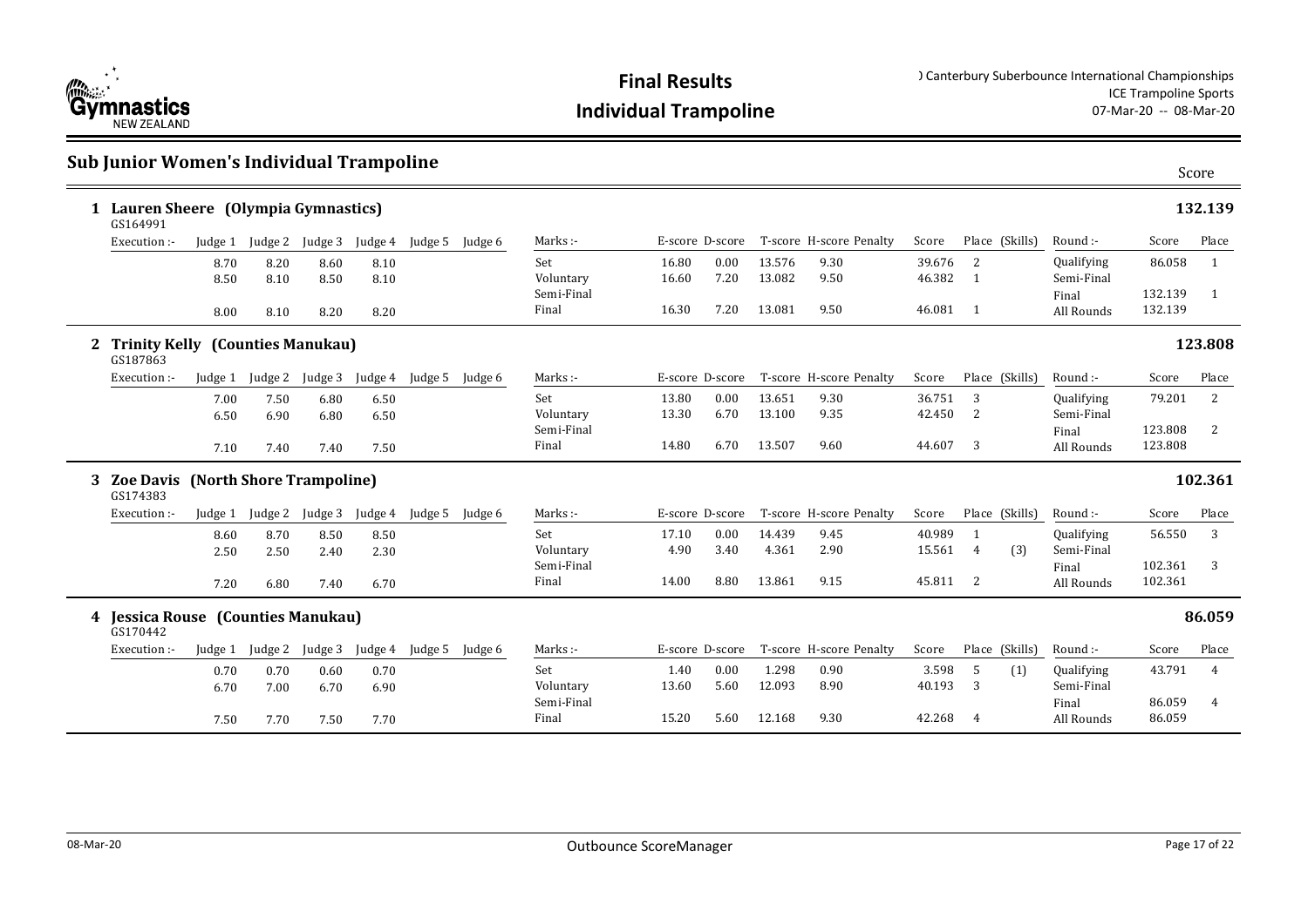# Final Results

## Individual Trampoline

) Canterbury Suberbounce International Championships
ICE Trampoline Sports
07-Mar-20 -- 08-Mar-20

## Sub Junior Women's Individual Trampoline

### 1 Lauren Sheere (Olympia Gymnastics) — 132.139

GS164991

| Execution :- | Judge 1 | Judge 2 | Judge 3 | Judge 4 | Judge 5 | Judge 6 | Marks :- | E-score | D-score | T-score | H-score | Penalty | Score | Place | (Skills) | Round :- | Score | Place |
|---|---|---|---|---|---|---|---|---|---|---|---|---|---|---|---|---|---|---|
| | 8.70 | 8.20 | 8.60 | 8.10 | | | Set | 16.80 | 0.00 | 13.576 | 9.30 | | 39.676 | 2 | | Qualifying | 86.058 | 1 |
| | 8.50 | 8.10 | 8.50 | 8.10 | | | Voluntary | 16.60 | 7.20 | 13.082 | 9.50 | | 46.382 | 1 | | Semi-Final | | |
| | | | | | | | Semi-Final | | | | | | | | | Final | 132.139 | 1 |
| | 8.00 | 8.10 | 8.20 | 8.20 | | | Final | 16.30 | 7.20 | 13.081 | 9.50 | | 46.081 | 1 | | All Rounds | 132.139 | |

### 2 Trinity Kelly (Counties Manukau) — 123.808

GS187863

| Execution :- | Judge 1 | Judge 2 | Judge 3 | Judge 4 | Judge 5 | Judge 6 | Marks :- | E-score | D-score | T-score | H-score | Penalty | Score | Place | (Skills) | Round :- | Score | Place |
|---|---|---|---|---|---|---|---|---|---|---|---|---|---|---|---|---|---|---|
| | 7.00 | 7.50 | 6.80 | 6.50 | | | Set | 13.80 | 0.00 | 13.651 | 9.30 | | 36.751 | 3 | | Qualifying | 79.201 | 2 |
| | 6.50 | 6.90 | 6.80 | 6.50 | | | Voluntary | 13.30 | 6.70 | 13.100 | 9.35 | | 42.450 | 2 | | Semi-Final | | |
| | | | | | | | Semi-Final | | | | | | | | | Final | 123.808 | 2 |
| | 7.10 | 7.40 | 7.40 | 7.50 | | | Final | 14.80 | 6.70 | 13.507 | 9.60 | | 44.607 | 3 | | All Rounds | 123.808 | |

### 3 Zoe Davis (North Shore Trampoline) — 102.361

GS174383

| Execution :- | Judge 1 | Judge 2 | Judge 3 | Judge 4 | Judge 5 | Judge 6 | Marks :- | E-score | D-score | T-score | H-score | Penalty | Score | Place | (Skills) | Round :- | Score | Place |
|---|---|---|---|---|---|---|---|---|---|---|---|---|---|---|---|---|---|---|
| | 8.60 | 8.70 | 8.50 | 8.50 | | | Set | 17.10 | 0.00 | 14.439 | 9.45 | | 40.989 | 1 | | Qualifying | 56.550 | 3 |
| | 2.50 | 2.50 | 2.40 | 2.30 | | | Voluntary | 4.90 | 3.40 | 4.361 | 2.90 | | 15.561 | 4 | (3) | Semi-Final | | |
| | | | | | | | Semi-Final | | | | | | | | | Final | 102.361 | 3 |
| | 7.20 | 6.80 | 7.40 | 6.70 | | | Final | 14.00 | 8.80 | 13.861 | 9.15 | | 45.811 | 2 | | All Rounds | 102.361 | |

### 4 Jessica Rouse (Counties Manukau) — 86.059

GS170442

| Execution :- | Judge 1 | Judge 2 | Judge 3 | Judge 4 | Judge 5 | Judge 6 | Marks :- | E-score | D-score | T-score | H-score | Penalty | Score | Place | (Skills) | Round :- | Score | Place |
|---|---|---|---|---|---|---|---|---|---|---|---|---|---|---|---|---|---|---|
| | 0.70 | 0.70 | 0.60 | 0.70 | | | Set | 1.40 | 0.00 | 1.298 | 0.90 | | 3.598 | 5 | (1) | Qualifying | 43.791 | 4 |
| | 6.70 | 7.00 | 6.70 | 6.90 | | | Voluntary | 13.60 | 5.60 | 12.093 | 8.90 | | 40.193 | 3 | | Semi-Final | | |
| | | | | | | | Semi-Final | | | | | | | | | Final | 86.059 | 4 |
| | 7.50 | 7.70 | 7.50 | 7.70 | | | Final | 15.20 | 5.60 | 12.168 | 9.30 | | 42.268 | 4 | | All Rounds | 86.059 | |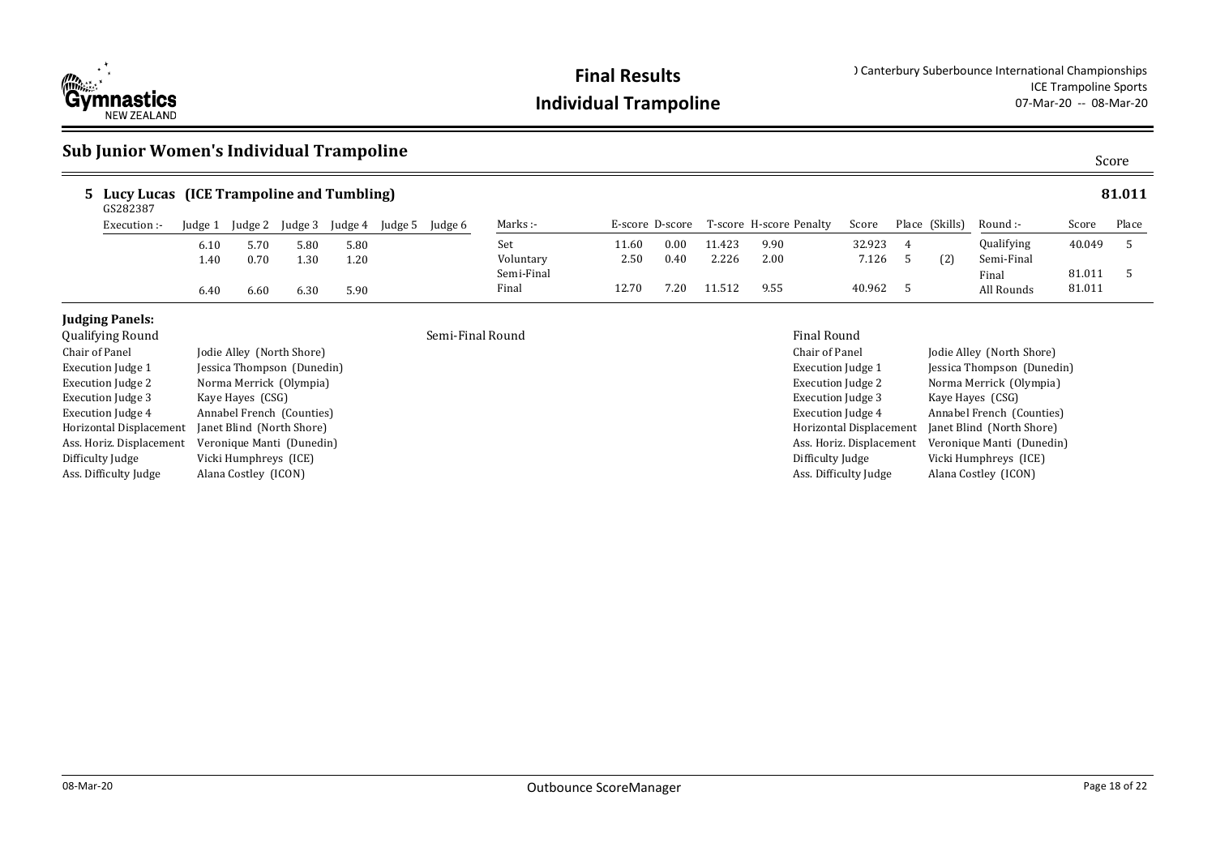## Sub Junior Women's Individual Trampoline

Score

### 5 Lucy Lucas (ICE Trampoline and Tumbling) — 81.011

GS282387

| Execution :- | Judge 1 | Judge 2 | Judge 3 | Judge 4 | Judge 5 | Judge 6 | Marks :- | E-score | D-score | T-score | H-score | Penalty | Score | Place | (Skills) | Round :- | Score | Place |
|---|---|---|---|---|---|---|---|---|---|---|---|---|---|---|---|---|---|---|
| | 6.10 | 5.70 | 5.80 | 5.80 | | | Set | 11.60 | 0.00 | 11.423 | 9.90 | | 32.923 | 4 | | Qualifying | 40.049 | 5 |
| | 1.40 | 0.70 | 1.30 | 1.20 | | | Voluntary | 2.50 | 0.40 | 2.226 | 2.00 | | 7.126 | 5 | (2) | Semi-Final | | |
| | | | | | | | Semi-Final | | | | | | | | | Final | 81.011 | 5 |
| | 6.40 | 6.60 | 6.30 | 5.90 | | | Final | 12.70 | 7.20 | 11.512 | 9.55 | | 40.962 | 5 | | All Rounds | 81.011 | |

**Judging Panels:**

**Qualifying Round**

| | |
|---|---|
| Chair of Panel | Jodie Alley (North Shore) |
| Execution Judge 1 | Jessica Thompson (Dunedin) |
| Execution Judge 2 | Norma Merrick (Olympia) |
| Execution Judge 3 | Kaye Hayes (CSG) |
| Execution Judge 4 | Annabel French (Counties) |
| Horizontal Displacement | Janet Blind (North Shore) |
| Ass. Horiz. Displacement | Veronique Manti (Dunedin) |
| Difficulty Judge | Vicki Humphreys (ICE) |
| Ass. Difficulty Judge | Alana Costley (ICON) |

**Semi-Final Round**

**Final Round**

| | |
|---|---|
| Chair of Panel | Jodie Alley (North Shore) |
| Execution Judge 1 | Jessica Thompson (Dunedin) |
| Execution Judge 2 | Norma Merrick (Olympia) |
| Execution Judge 3 | Kaye Hayes (CSG) |
| Execution Judge 4 | Annabel French (Counties) |
| Horizontal Displacement | Janet Blind (North Shore) |
| Ass. Horiz. Displacement | Veronique Manti (Dunedin) |
| Difficulty Judge | Vicki Humphreys (ICE) |
| Ass. Difficulty Judge | Alana Costley (ICON) |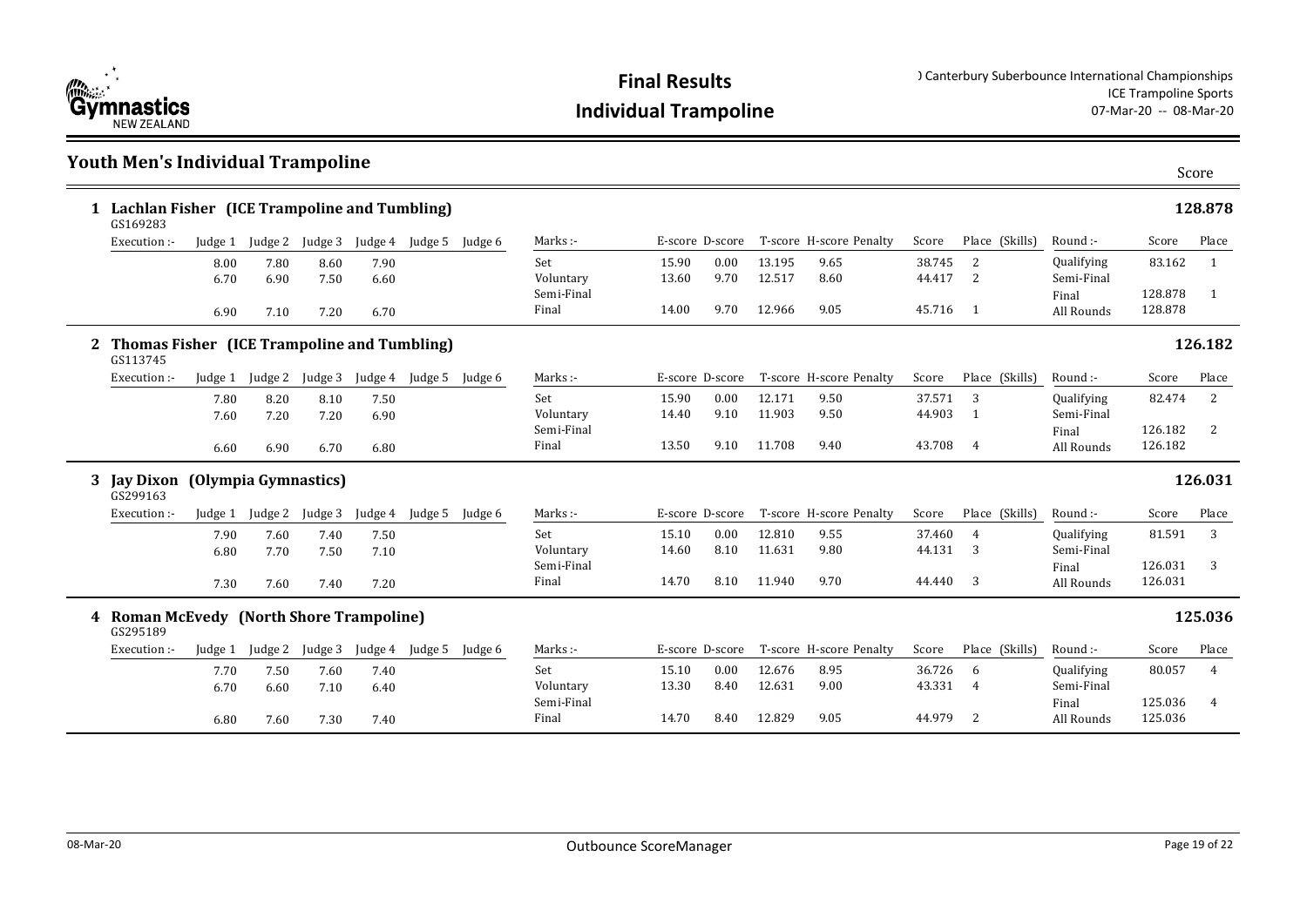# Final Results
## Individual Trampoline

) Canterbury Suberbounce International Championships
ICE Trampoline Sports
07-Mar-20 -- 08-Mar-20

## Youth Men's Individual Trampoline

Score

### 1 Lachlan Fisher (ICE Trampoline and Tumbling) — 128.878

GS169283

| Execution :- | Judge 1 | Judge 2 | Judge 3 | Judge 4 | Judge 5 | Judge 6 | Marks :- | E-score | D-score | T-score | H-score | Penalty | Score | Place | (Skills) | Round :- | Score | Place |
|---|---|---|---|---|---|---|---|---|---|---|---|---|---|---|---|---|---|---|
| | 8.00 | 7.80 | 8.60 | 7.90 | | | Set | 15.90 | 0.00 | 13.195 | 9.65 | | 38.745 | 2 | | Qualifying | 83.162 | 1 |
| | 6.70 | 6.90 | 7.50 | 6.60 | | | Voluntary | 13.60 | 9.70 | 12.517 | 8.60 | | 44.417 | 2 | | Semi-Final | | |
| | | | | | | | Semi-Final | | | | | | | | | Final | 128.878 | 1 |
| | 6.90 | 7.10 | 7.20 | 6.70 | | | Final | 14.00 | 9.70 | 12.966 | 9.05 | | 45.716 | 1 | | All Rounds | 128.878 | |

### 2 Thomas Fisher (ICE Trampoline and Tumbling) — 126.182

GS113745

| Execution :- | Judge 1 | Judge 2 | Judge 3 | Judge 4 | Judge 5 | Judge 6 | Marks :- | E-score | D-score | T-score | H-score | Penalty | Score | Place | (Skills) | Round :- | Score | Place |
|---|---|---|---|---|---|---|---|---|---|---|---|---|---|---|---|---|---|---|
| | 7.80 | 8.20 | 8.10 | 7.50 | | | Set | 15.90 | 0.00 | 12.171 | 9.50 | | 37.571 | 3 | | Qualifying | 82.474 | 2 |
| | 7.60 | 7.20 | 7.20 | 6.90 | | | Voluntary | 14.40 | 9.10 | 11.903 | 9.50 | | 44.903 | 1 | | Semi-Final | | |
| | | | | | | | Semi-Final | | | | | | | | | Final | 126.182 | 2 |
| | 6.60 | 6.90 | 6.70 | 6.80 | | | Final | 13.50 | 9.10 | 11.708 | 9.40 | | 43.708 | 4 | | All Rounds | 126.182 | |

### 3 Jay Dixon (Olympia Gymnastics) — 126.031

GS299163

| Execution :- | Judge 1 | Judge 2 | Judge 3 | Judge 4 | Judge 5 | Judge 6 | Marks :- | E-score | D-score | T-score | H-score | Penalty | Score | Place | (Skills) | Round :- | Score | Place |
|---|---|---|---|---|---|---|---|---|---|---|---|---|---|---|---|---|---|---|
| | 7.90 | 7.60 | 7.40 | 7.50 | | | Set | 15.10 | 0.00 | 12.810 | 9.55 | | 37.460 | 4 | | Qualifying | 81.591 | 3 |
| | 6.80 | 7.70 | 7.50 | 7.10 | | | Voluntary | 14.60 | 8.10 | 11.631 | 9.80 | | 44.131 | 3 | | Semi-Final | | |
| | | | | | | | Semi-Final | | | | | | | | | Final | 126.031 | 3 |
| | 7.30 | 7.60 | 7.40 | 7.20 | | | Final | 14.70 | 8.10 | 11.940 | 9.70 | | 44.440 | 3 | | All Rounds | 126.031 | |

### 4 Roman McEvedy (North Shore Trampoline) — 125.036

GS295189

| Execution :- | Judge 1 | Judge 2 | Judge 3 | Judge 4 | Judge 5 | Judge 6 | Marks :- | E-score | D-score | T-score | H-score | Penalty | Score | Place | (Skills) | Round :- | Score | Place |
|---|---|---|---|---|---|---|---|---|---|---|---|---|---|---|---|---|---|---|
| | 7.70 | 7.50 | 7.60 | 7.40 | | | Set | 15.10 | 0.00 | 12.676 | 8.95 | | 36.726 | 6 | | Qualifying | 80.057 | 4 |
| | 6.70 | 6.60 | 7.10 | 6.40 | | | Voluntary | 13.30 | 8.40 | 12.631 | 9.00 | | 43.331 | 4 | | Semi-Final | | |
| | | | | | | | Semi-Final | | | | | | | | | Final | 125.036 | 4 |
| | 6.80 | 7.60 | 7.30 | 7.40 | | | Final | 14.70 | 8.40 | 12.829 | 9.05 | | 44.979 | 2 | | All Rounds | 125.036 | |

08-Mar-20 Outbounce ScoreManager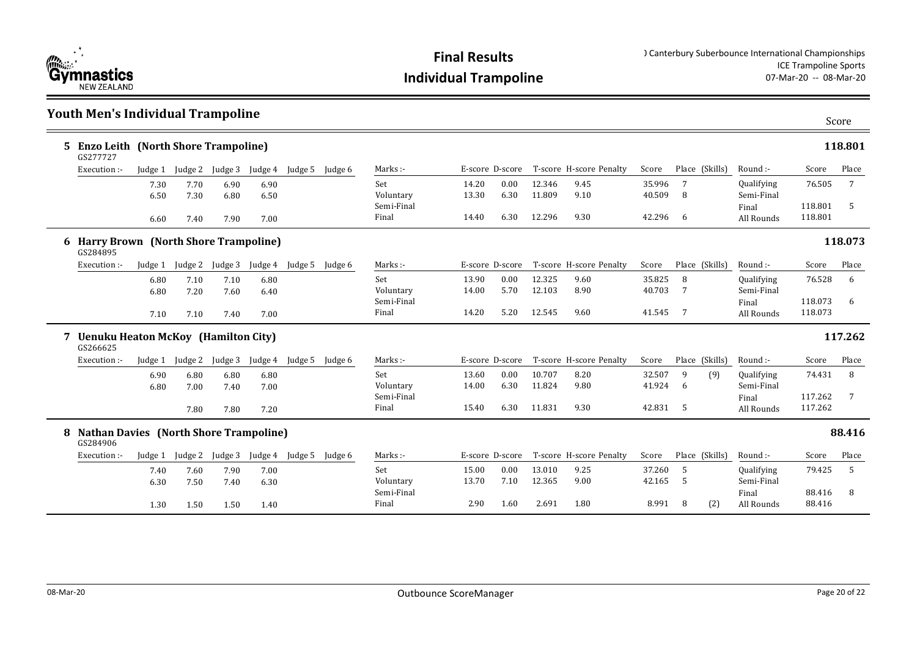**Final Results**

**Individual Trampoline**

) Canterbury Suberbounce International Championships
ICE Trampoline Sports
07-Mar-20 -- 08-Mar-20

## Youth Men's Individual Trampoline

Score

### 5 Enzo Leith (North Shore Trampoline) — 118.801

GS277727

| Execution :- | Judge 1 | Judge 2 | Judge 3 | Judge 4 | Judge 5 | Judge 6 | Marks :- | E-score | D-score | T-score | H-score | Penalty | Score | Place | (Skills) | Round :- | Score | Place |
|---|---|---|---|---|---|---|---|---|---|---|---|---|---|---|---|---|---|---|
| | 7.30 | 7.70 | 6.90 | 6.90 | | | Set | 14.20 | 0.00 | 12.346 | 9.45 | | 35.996 | 7 | | Qualifying | 76.505 | 7 |
| | 6.50 | 7.30 | 6.80 | 6.50 | | | Voluntary | 13.30 | 6.30 | 11.809 | 9.10 | | 40.509 | 8 | | Semi-Final | | |
| | | | | | | | Semi-Final | | | | | | | | | Final | 118.801 | 5 |
| | 6.60 | 7.40 | 7.90 | 7.00 | | | Final | 14.40 | 6.30 | 12.296 | 9.30 | | 42.296 | 6 | | All Rounds | 118.801 | |

### 6 Harry Brown (North Shore Trampoline) — 118.073

GS284895

| Execution :- | Judge 1 | Judge 2 | Judge 3 | Judge 4 | Judge 5 | Judge 6 | Marks :- | E-score | D-score | T-score | H-score | Penalty | Score | Place | (Skills) | Round :- | Score | Place |
|---|---|---|---|---|---|---|---|---|---|---|---|---|---|---|---|---|---|---|
| | 6.80 | 7.10 | 7.10 | 6.80 | | | Set | 13.90 | 0.00 | 12.325 | 9.60 | | 35.825 | 8 | | Qualifying | 76.528 | 6 |
| | 6.80 | 7.20 | 7.60 | 6.40 | | | Voluntary | 14.00 | 5.70 | 12.103 | 8.90 | | 40.703 | 7 | | Semi-Final | | |
| | | | | | | | Semi-Final | | | | | | | | | Final | 118.073 | 6 |
| | 7.10 | 7.10 | 7.40 | 7.00 | | | Final | 14.20 | 5.20 | 12.545 | 9.60 | | 41.545 | 7 | | All Rounds | 118.073 | |

### 7 Uenuku Heaton McKoy (Hamilton City) — 117.262

GS266625

| Execution :- | Judge 1 | Judge 2 | Judge 3 | Judge 4 | Judge 5 | Judge 6 | Marks :- | E-score | D-score | T-score | H-score | Penalty | Score | Place | (Skills) | Round :- | Score | Place |
|---|---|---|---|---|---|---|---|---|---|---|---|---|---|---|---|---|---|---|
| | 6.90 | 6.80 | 6.80 | 6.80 | | | Set | 13.60 | 0.00 | 10.707 | 8.20 | | 32.507 | 9 | (9) | Qualifying | 74.431 | 8 |
| | 6.80 | 7.00 | 7.40 | 7.00 | | | Voluntary | 14.00 | 6.30 | 11.824 | 9.80 | | 41.924 | 6 | | Semi-Final | | |
| | | | | | | | Semi-Final | | | | | | | | | Final | 117.262 | 7 |
| | | 7.80 | 7.80 | 7.20 | | | Final | 15.40 | 6.30 | 11.831 | 9.30 | | 42.831 | 5 | | All Rounds | 117.262 | |

### 8 Nathan Davies (North Shore Trampoline) — 88.416

GS284906

| Execution :- | Judge 1 | Judge 2 | Judge 3 | Judge 4 | Judge 5 | Judge 6 | Marks :- | E-score | D-score | T-score | H-score | Penalty | Score | Place | (Skills) | Round :- | Score | Place |
|---|---|---|---|---|---|---|---|---|---|---|---|---|---|---|---|---|---|---|
| | 7.40 | 7.60 | 7.90 | 7.00 | | | Set | 15.00 | 0.00 | 13.010 | 9.25 | | 37.260 | 5 | | Qualifying | 79.425 | 5 |
| | 6.30 | 7.50 | 7.40 | 6.30 | | | Voluntary | 13.70 | 7.10 | 12.365 | 9.00 | | 42.165 | 5 | | Semi-Final | | |
| | | | | | | | Semi-Final | | | | | | | | | Final | 88.416 | 8 |
| | 1.30 | 1.50 | 1.50 | 1.40 | | | Final | 2.90 | 1.60 | 2.691 | 1.80 | | 8.991 | 8 | (2) | All Rounds | 88.416 | |

08-Mar-20 Outbounce ScoreManager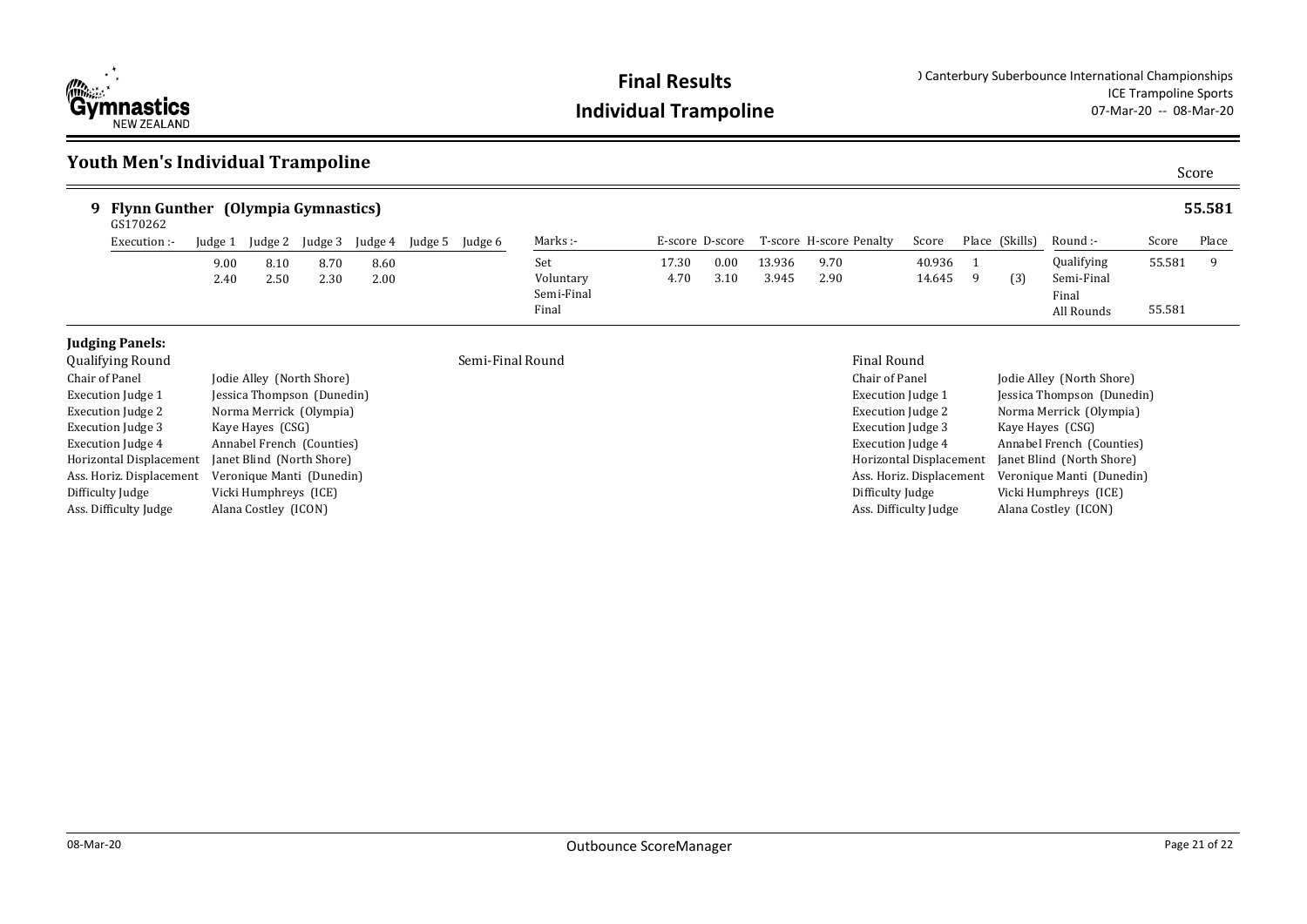**Final Results**

**Individual Trampoline**

) Canterbury Suberbounce International Championships
ICE Trampoline Sports
07-Mar-20 -- 08-Mar-20

## Youth Men's Individual Trampoline

Score

### 9 Flynn Gunther (Olympia Gymnastics) — 55.581

GS170262

| Execution :- | Judge 1 | Judge 2 | Judge 3 | Judge 4 | Judge 5 | Judge 6 | Marks :- | E-score | D-score | T-score | H-score | Penalty | Score | Place | (Skills) | Round :- | Score | Place |
|---|---|---|---|---|---|---|---|---|---|---|---|---|---|---|---|---|---|---|
| | 9.00 | 8.10 | 8.70 | 8.60 | | | Set | 17.30 | 0.00 | 13.936 | 9.70 | | 40.936 | 1 | | Qualifying | 55.581 | 9 |
| | 2.40 | 2.50 | 2.30 | 2.00 | | | Voluntary | 4.70 | 3.10 | 3.945 | 2.90 | | 14.645 | 9 | (3) | Semi-Final | | |
| | | | | | | | Semi-Final | | | | | | | | | Final | | |
| | | | | | | | Final | | | | | | | | | All Rounds | 55.581 | |

**Judging Panels:**

Qualifying Round

| Role | Name |
|---|---|
| Chair of Panel | Jodie Alley (North Shore) |
| Execution Judge 1 | Jessica Thompson (Dunedin) |
| Execution Judge 2 | Norma Merrick (Olympia) |
| Execution Judge 3 | Kaye Hayes (CSG) |
| Execution Judge 4 | Annabel French (Counties) |
| Horizontal Displacement | Janet Blind (North Shore) |
| Ass. Horiz. Displacement | Veronique Manti (Dunedin) |
| Difficulty Judge | Vicki Humphreys (ICE) |
| Ass. Difficulty Judge | Alana Costley (ICON) |

Semi-Final Round

Final Round

| Role | Name |
|---|---|
| Chair of Panel | Jodie Alley (North Shore) |
| Execution Judge 1 | Jessica Thompson (Dunedin) |
| Execution Judge 2 | Norma Merrick (Olympia) |
| Execution Judge 3 | Kaye Hayes (CSG) |
| Execution Judge 4 | Annabel French (Counties) |
| Horizontal Displacement | Janet Blind (North Shore) |
| Ass. Horiz. Displacement | Veronique Manti (Dunedin) |
| Difficulty Judge | Vicki Humphreys (ICE) |
| Ass. Difficulty Judge | Alana Costley (ICON) |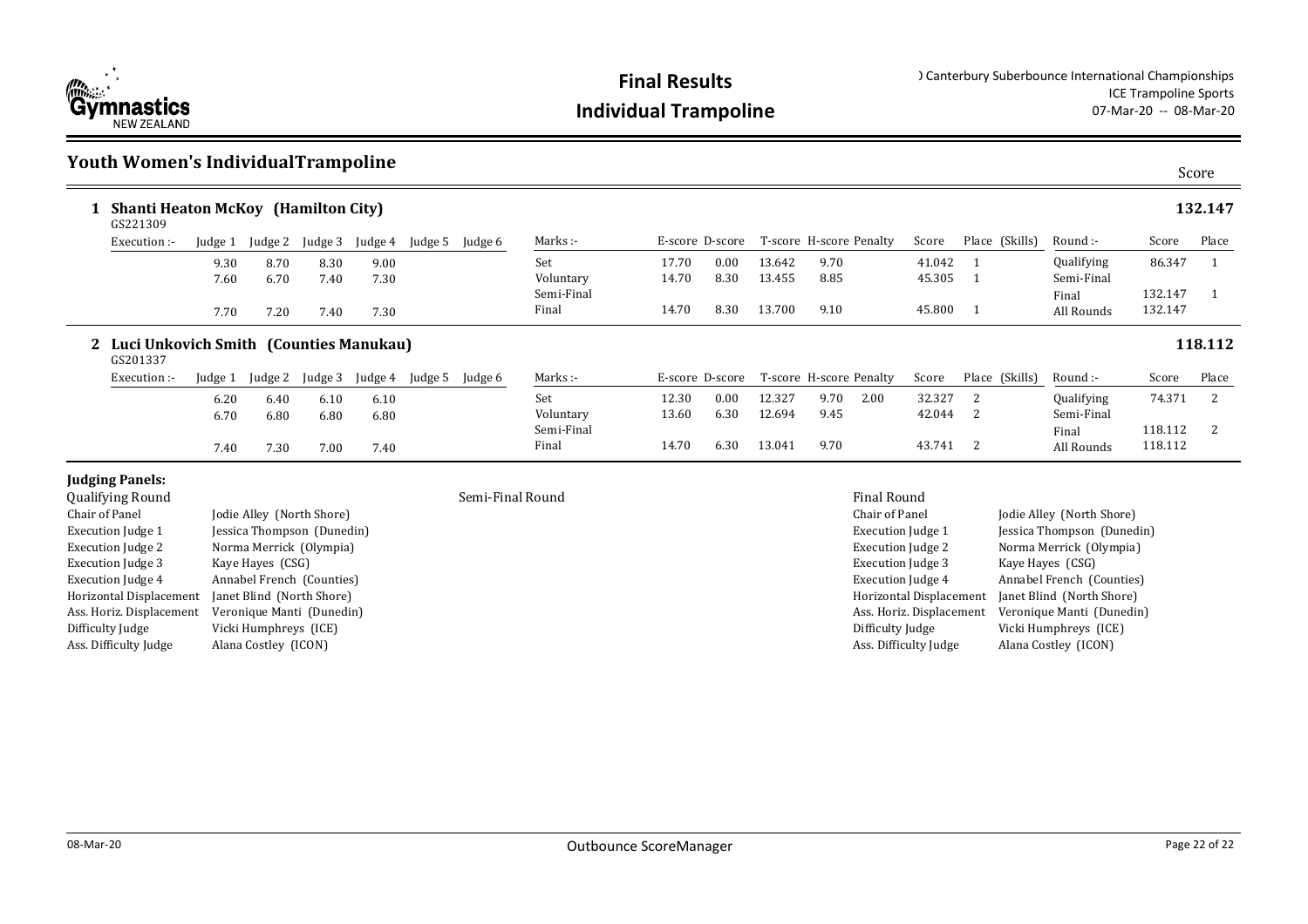# Final Results
# Individual Trampoline

) Canterbury Suberbounce International Championships
ICE Trampoline Sports
07-Mar-20 -- 08-Mar-20

## Youth Women's IndividualTrampoline

Score

### 1 Shanti Heaton McKoy (Hamilton City) — 132.147

GS221309

| Execution :- | Judge 1 | Judge 2 | Judge 3 | Judge 4 | Judge 5 | Judge 6 | Marks :- | E-score | D-score | T-score | H-score | Penalty | Score | Place | (Skills) | Round :- | Score | Place |
|---|---|---|---|---|---|---|---|---|---|---|---|---|---|---|---|---|---|---|
| | 9.30 | 8.70 | 8.30 | 9.00 | | | Set | 17.70 | 0.00 | 13.642 | 9.70 | | 41.042 | 1 | | Qualifying | 86.347 | 1 |
| | 7.60 | 6.70 | 7.40 | 7.30 | | | Voluntary | 14.70 | 8.30 | 13.455 | 8.85 | | 45.305 | 1 | | Semi-Final | | |
| | | | | | | | Semi-Final | | | | | | | | | Final | 132.147 | 1 |
| | 7.70 | 7.20 | 7.40 | 7.30 | | | Final | 14.70 | 8.30 | 13.700 | 9.10 | | 45.800 | 1 | | All Rounds | 132.147 | |

### 2 Luci Unkovich Smith (Counties Manukau) — 118.112

GS201337

| Execution :- | Judge 1 | Judge 2 | Judge 3 | Judge 4 | Judge 5 | Judge 6 | Marks :- | E-score | D-score | T-score | H-score | Penalty | Score | Place | (Skills) | Round :- | Score | Place |
|---|---|---|---|---|---|---|---|---|---|---|---|---|---|---|---|---|---|---|
| | 6.20 | 6.40 | 6.10 | 6.10 | | | Set | 12.30 | 0.00 | 12.327 | 9.70 | 2.00 | 32.327 | 2 | | Qualifying | 74.371 | 2 |
| | 6.70 | 6.80 | 6.80 | 6.80 | | | Voluntary | 13.60 | 6.30 | 12.694 | 9.45 | | 42.044 | 2 | | Semi-Final | | |
| | | | | | | | Semi-Final | | | | | | | | | Final | 118.112 | 2 |
| | 7.40 | 7.30 | 7.00 | 7.40 | | | Final | 14.70 | 6.30 | 13.041 | 9.70 | | 43.741 | 2 | | All Rounds | 118.112 | |

**Judging Panels:**

Qualifying Round

| | |
|---|---|
| Chair of Panel | Jodie Alley (North Shore) |
| Execution Judge 1 | Jessica Thompson (Dunedin) |
| Execution Judge 2 | Norma Merrick (Olympia) |
| Execution Judge 3 | Kaye Hayes (CSG) |
| Execution Judge 4 | Annabel French (Counties) |
| Horizontal Displacement | Janet Blind (North Shore) |
| Ass. Horiz. Displacement | Veronique Manti (Dunedin) |
| Difficulty Judge | Vicki Humphreys (ICE) |
| Ass. Difficulty Judge | Alana Costley (ICON) |

Semi-Final Round

Final Round

| | |
|---|---|
| Chair of Panel | Jodie Alley (North Shore) |
| Execution Judge 1 | Jessica Thompson (Dunedin) |
| Execution Judge 2 | Norma Merrick (Olympia) |
| Execution Judge 3 | Kaye Hayes (CSG) |
| Execution Judge 4 | Annabel French (Counties) |
| Horizontal Displacement | Janet Blind (North Shore) |
| Ass. Horiz. Displacement | Veronique Manti (Dunedin) |
| Difficulty Judge | Vicki Humphreys (ICE) |
| Ass. Difficulty Judge | Alana Costley (ICON) |

08-Mar-20 Outbounce ScoreManager